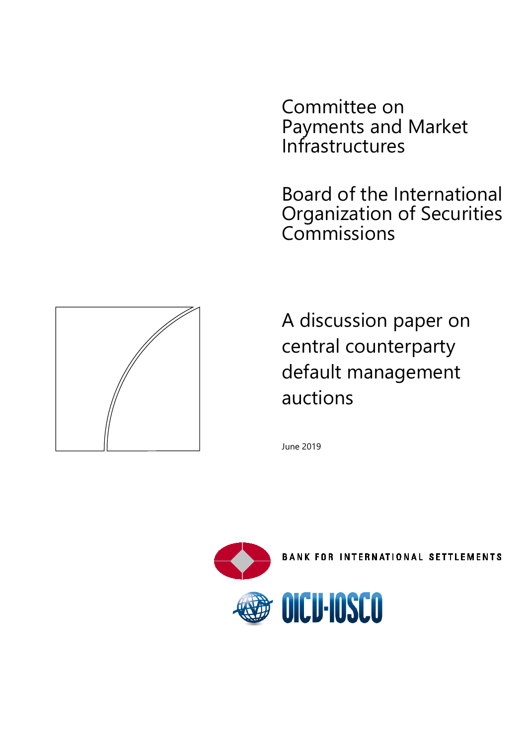Committee on
Payments and Market
Infrastructures

Board of the International
Organization of Securities
Commissions

# A discussion paper on central counterparty default management auctions

June 2019

BANK FOR INTERNATIONAL SETTLEMENTS

OICU-IOSCO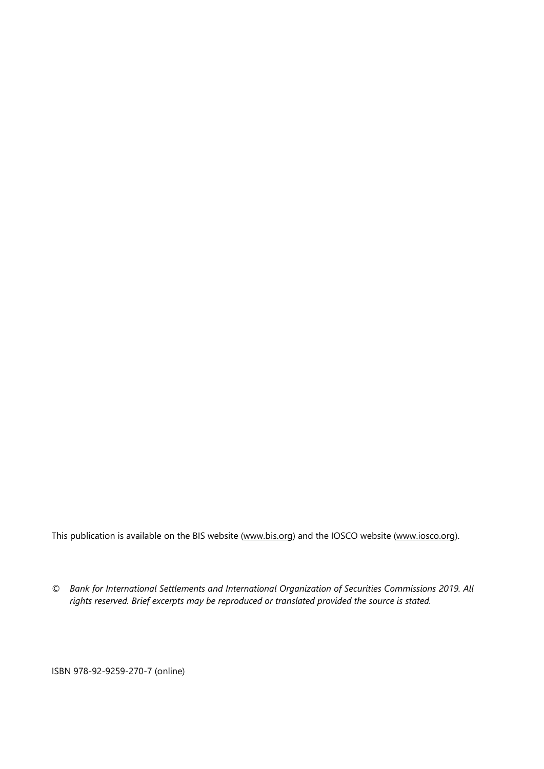This publication is available on the BIS website (www.bis.org) and the IOSCO website (www.iosco.org).

© *Bank for International Settlements and International Organization of Securities Commissions 2019. All rights reserved. Brief excerpts may be reproduced or translated provided the source is stated.*

ISBN 978-92-9259-270-7 (online)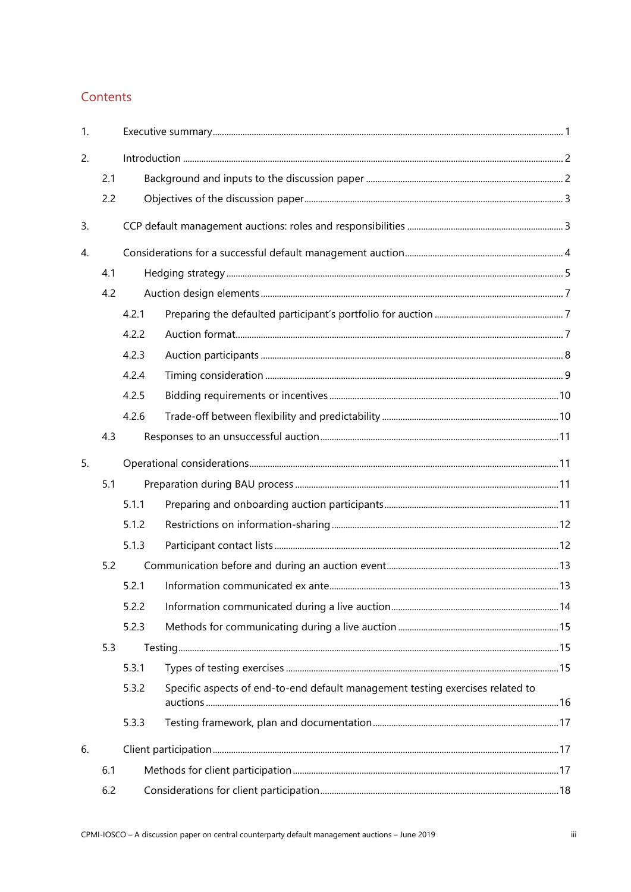## Contents

1. Executive summary ........ 1
2. Introduction ........ 2
   - 2.1 Background and inputs to the discussion paper ........ 2
   - 2.2 Objectives of the discussion paper ........ 3
3. CCP default management auctions: roles and responsibilities ........ 3
4. Considerations for a successful default management auction ........ 4
   - 4.1 Hedging strategy ........ 5
   - 4.2 Auction design elements ........ 7
     - 4.2.1 Preparing the defaulted participant's portfolio for auction ........ 7
     - 4.2.2 Auction format ........ 7
     - 4.2.3 Auction participants ........ 8
     - 4.2.4 Timing consideration ........ 9
     - 4.2.5 Bidding requirements or incentives ........ 10
     - 4.2.6 Trade-off between flexibility and predictability ........ 10
   - 4.3 Responses to an unsuccessful auction ........ 11
5. Operational considerations ........ 11
   - 5.1 Preparation during BAU process ........ 11
     - 5.1.1 Preparing and onboarding auction participants ........ 11
     - 5.1.2 Restrictions on information-sharing ........ 12
     - 5.1.3 Participant contact lists ........ 12
   - 5.2 Communication before and during an auction event ........ 13
     - 5.2.1 Information communicated ex ante ........ 13
     - 5.2.2 Information communicated during a live auction ........ 14
     - 5.2.3 Methods for communicating during a live auction ........ 15
   - 5.3 Testing ........ 15
     - 5.3.1 Types of testing exercises ........ 15
     - 5.3.2 Specific aspects of end-to-end default management testing exercises related to auctions ........ 16
     - 5.3.3 Testing framework, plan and documentation ........ 17
6. Client participation ........ 17
   - 6.1 Methods for client participation ........ 17
   - 6.2 Considerations for client participation ........ 18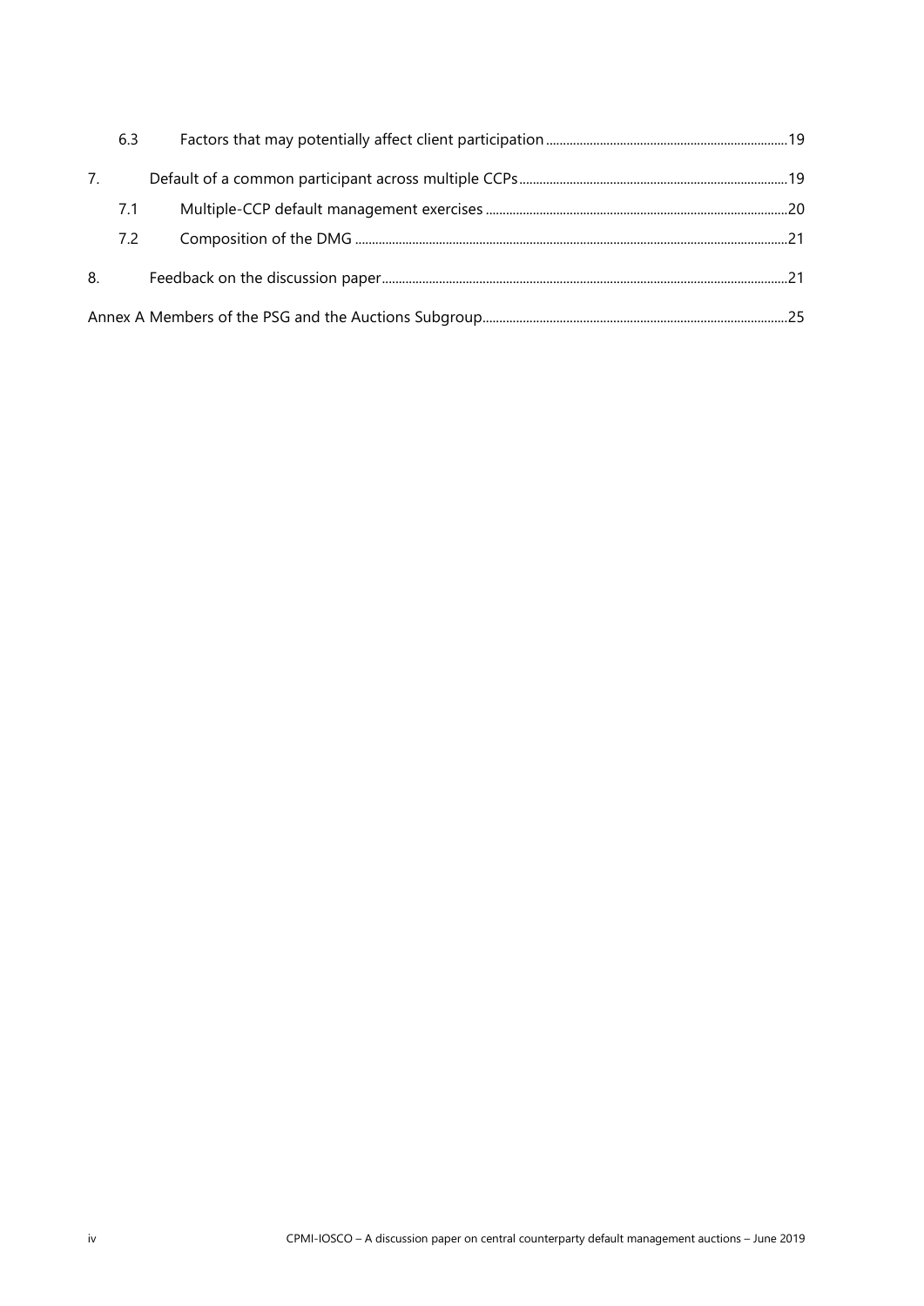| | | |
|---|---|---|
| 6.3 | Factors that may potentially affect client participation | 19 |
| 7. | Default of a common participant across multiple CCPs | 19 |
| 7.1 | Multiple-CCP default management exercises | 20 |
| 7.2 | Composition of the DMG | 21 |
| 8. | Feedback on the discussion paper | 21 |
| Annex A Members of the PSG and the Auctions Subgroup | | 25 |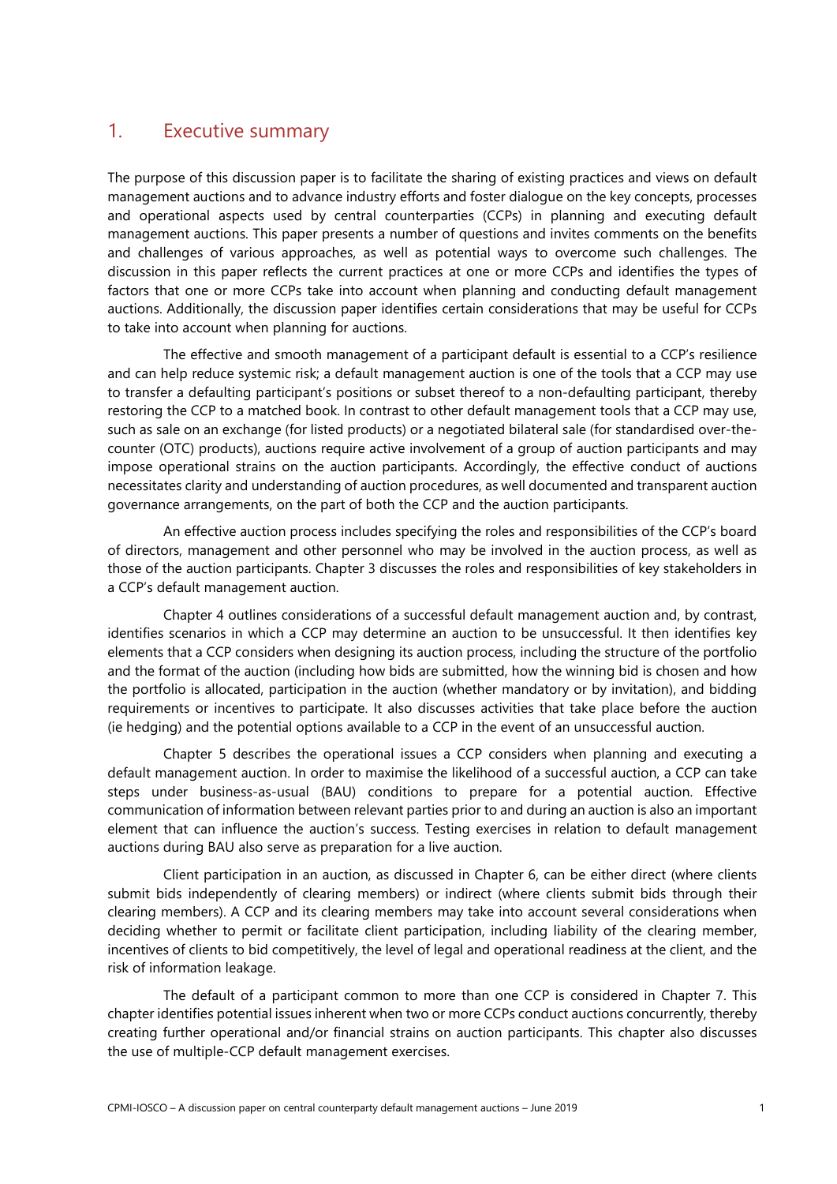## 1. Executive summary

The purpose of this discussion paper is to facilitate the sharing of existing practices and views on default management auctions and to advance industry efforts and foster dialogue on the key concepts, processes and operational aspects used by central counterparties (CCPs) in planning and executing default management auctions. This paper presents a number of questions and invites comments on the benefits and challenges of various approaches, as well as potential ways to overcome such challenges. The discussion in this paper reflects the current practices at one or more CCPs and identifies the types of factors that one or more CCPs take into account when planning and conducting default management auctions. Additionally, the discussion paper identifies certain considerations that may be useful for CCPs to take into account when planning for auctions.

The effective and smooth management of a participant default is essential to a CCP's resilience and can help reduce systemic risk; a default management auction is one of the tools that a CCP may use to transfer a defaulting participant's positions or subset thereof to a non-defaulting participant, thereby restoring the CCP to a matched book. In contrast to other default management tools that a CCP may use, such as sale on an exchange (for listed products) or a negotiated bilateral sale (for standardised over-the-counter (OTC) products), auctions require active involvement of a group of auction participants and may impose operational strains on the auction participants. Accordingly, the effective conduct of auctions necessitates clarity and understanding of auction procedures, as well documented and transparent auction governance arrangements, on the part of both the CCP and the auction participants.

An effective auction process includes specifying the roles and responsibilities of the CCP's board of directors, management and other personnel who may be involved in the auction process, as well as those of the auction participants. Chapter 3 discusses the roles and responsibilities of key stakeholders in a CCP's default management auction.

Chapter 4 outlines considerations of a successful default management auction and, by contrast, identifies scenarios in which a CCP may determine an auction to be unsuccessful. It then identifies key elements that a CCP considers when designing its auction process, including the structure of the portfolio and the format of the auction (including how bids are submitted, how the winning bid is chosen and how the portfolio is allocated, participation in the auction (whether mandatory or by invitation), and bidding requirements or incentives to participate. It also discusses activities that take place before the auction (ie hedging) and the potential options available to a CCP in the event of an unsuccessful auction.

Chapter 5 describes the operational issues a CCP considers when planning and executing a default management auction. In order to maximise the likelihood of a successful auction, a CCP can take steps under business-as-usual (BAU) conditions to prepare for a potential auction. Effective communication of information between relevant parties prior to and during an auction is also an important element that can influence the auction's success. Testing exercises in relation to default management auctions during BAU also serve as preparation for a live auction.

Client participation in an auction, as discussed in Chapter 6, can be either direct (where clients submit bids independently of clearing members) or indirect (where clients submit bids through their clearing members). A CCP and its clearing members may take into account several considerations when deciding whether to permit or facilitate client participation, including liability of the clearing member, incentives of clients to bid competitively, the level of legal and operational readiness at the client, and the risk of information leakage.

The default of a participant common to more than one CCP is considered in Chapter 7. This chapter identifies potential issues inherent when two or more CCPs conduct auctions concurrently, thereby creating further operational and/or financial strains on auction participants. This chapter also discusses the use of multiple-CCP default management exercises.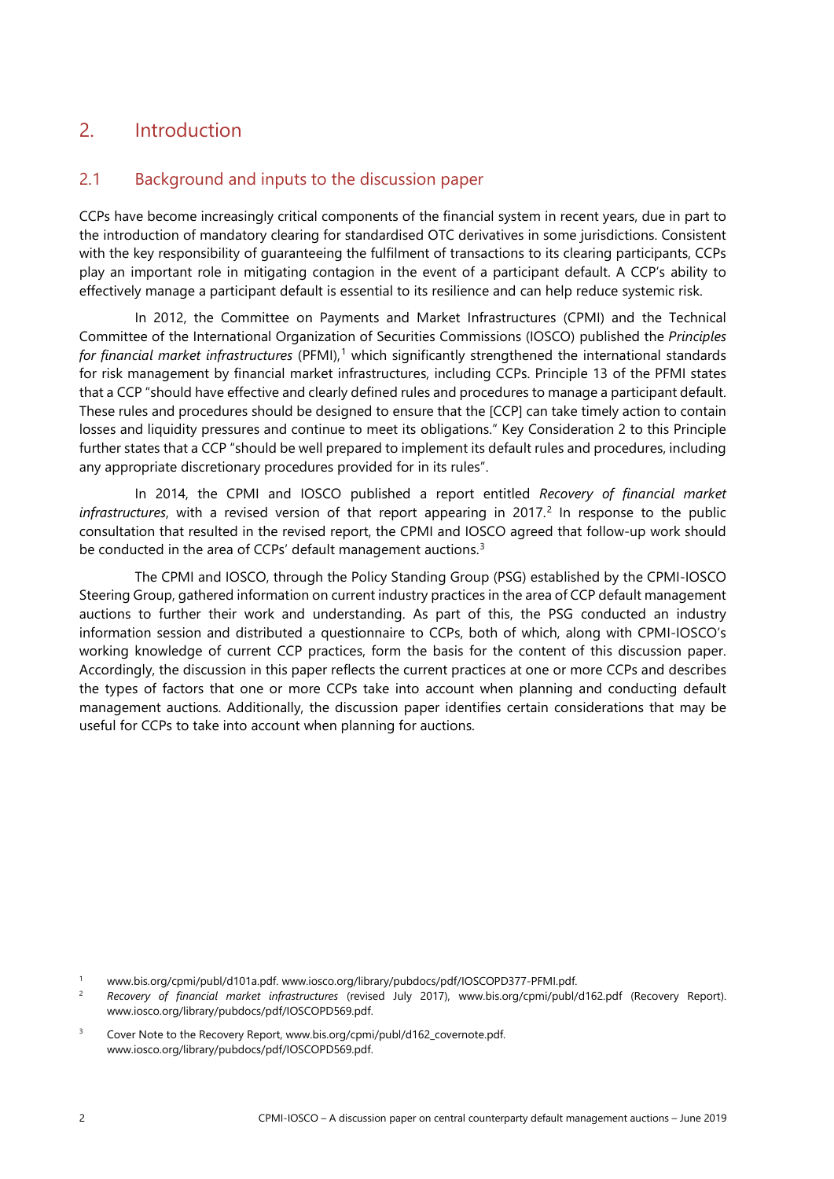## 2. Introduction

### 2.1 Background and inputs to the discussion paper

CCPs have become increasingly critical components of the financial system in recent years, due in part to the introduction of mandatory clearing for standardised OTC derivatives in some jurisdictions. Consistent with the key responsibility of guaranteeing the fulfilment of transactions to its clearing participants, CCPs play an important role in mitigating contagion in the event of a participant default. A CCP's ability to effectively manage a participant default is essential to its resilience and can help reduce systemic risk.

In 2012, the Committee on Payments and Market Infrastructures (CPMI) and the Technical Committee of the International Organization of Securities Commissions (IOSCO) published the *Principles for financial market infrastructures* (PFMI),[1] which significantly strengthened the international standards for risk management by financial market infrastructures, including CCPs. Principle 13 of the PFMI states that a CCP "should have effective and clearly defined rules and procedures to manage a participant default. These rules and procedures should be designed to ensure that the [CCP] can take timely action to contain losses and liquidity pressures and continue to meet its obligations." Key Consideration 2 to this Principle further states that a CCP "should be well prepared to implement its default rules and procedures, including any appropriate discretionary procedures provided for in its rules".

In 2014, the CPMI and IOSCO published a report entitled *Recovery of financial market infrastructures*, with a revised version of that report appearing in 2017.[2] In response to the public consultation that resulted in the revised report, the CPMI and IOSCO agreed that follow-up work should be conducted in the area of CCPs' default management auctions.[3]

The CPMI and IOSCO, through the Policy Standing Group (PSG) established by the CPMI-IOSCO Steering Group, gathered information on current industry practices in the area of CCP default management auctions to further their work and understanding. As part of this, the PSG conducted an industry information session and distributed a questionnaire to CCPs, both of which, along with CPMI-IOSCO's working knowledge of current CCP practices, form the basis for the content of this discussion paper. Accordingly, the discussion in this paper reflects the current practices at one or more CCPs and describes the types of factors that one or more CCPs take into account when planning and conducting default management auctions. Additionally, the discussion paper identifies certain considerations that may be useful for CCPs to take into account when planning for auctions.

---

[1] www.bis.org/cpmi/publ/d101a.pdf. www.iosco.org/library/pubdocs/pdf/IOSCOPD377-PFMI.pdf.

[2] *Recovery of financial market infrastructures* (revised July 2017), www.bis.org/cpmi/publ/d162.pdf (Recovery Report). www.iosco.org/library/pubdocs/pdf/IOSCOPD569.pdf.

[3] Cover Note to the Recovery Report, www.bis.org/cpmi/publ/d162_covernote.pdf. www.iosco.org/library/pubdocs/pdf/IOSCOPD569.pdf.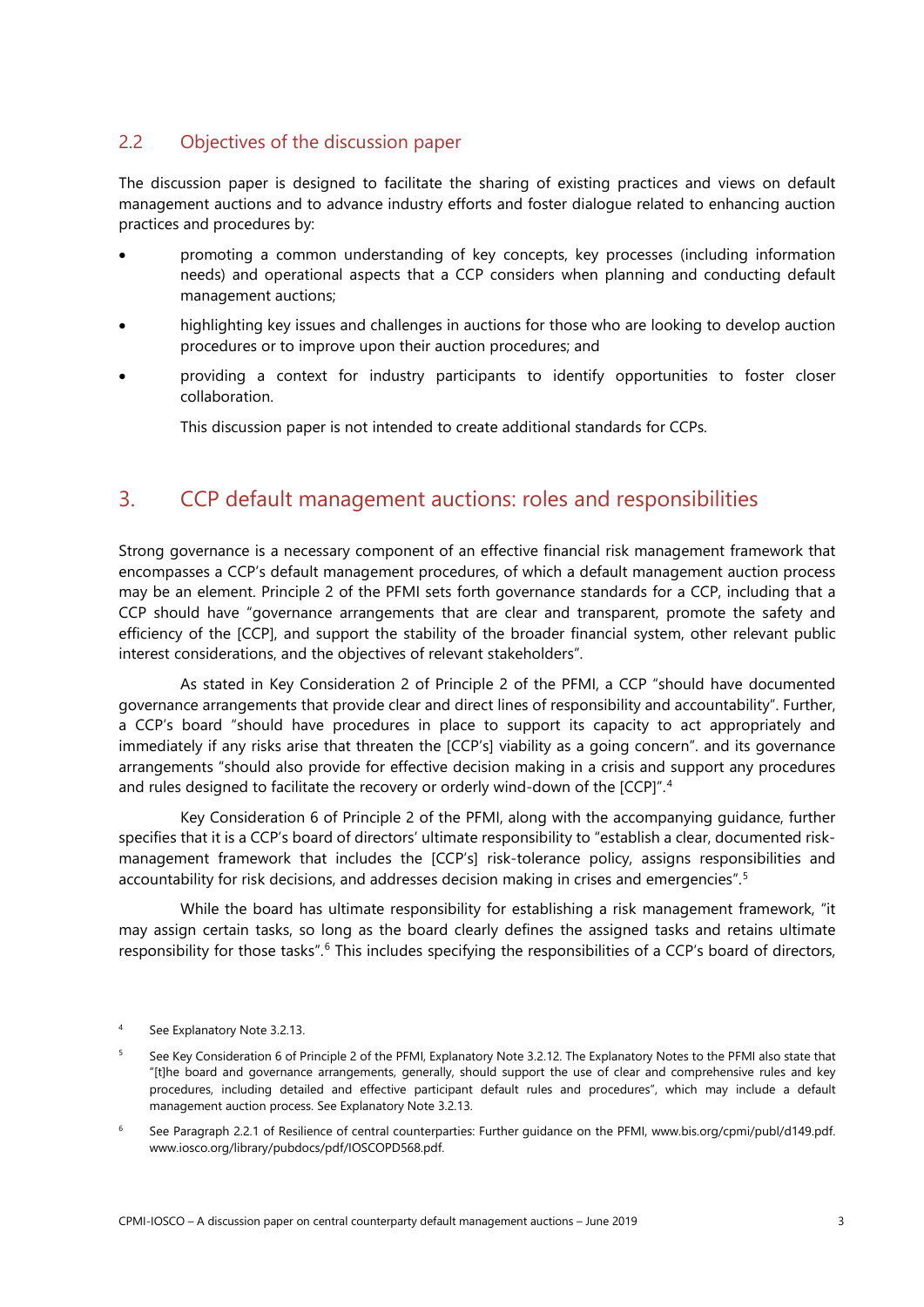## 2.2 Objectives of the discussion paper

The discussion paper is designed to facilitate the sharing of existing practices and views on default management auctions and to advance industry efforts and foster dialogue related to enhancing auction practices and procedures by:

- promoting a common understanding of key concepts, key processes (including information needs) and operational aspects that a CCP considers when planning and conducting default management auctions;
- highlighting key issues and challenges in auctions for those who are looking to develop auction procedures or to improve upon their auction procedures; and
- providing a context for industry participants to identify opportunities to foster closer collaboration.

This discussion paper is not intended to create additional standards for CCPs.

# 3. CCP default management auctions: roles and responsibilities

Strong governance is a necessary component of an effective financial risk management framework that encompasses a CCP's default management procedures, of which a default management auction process may be an element. Principle 2 of the PFMI sets forth governance standards for a CCP, including that a CCP should have "governance arrangements that are clear and transparent, promote the safety and efficiency of the [CCP], and support the stability of the broader financial system, other relevant public interest considerations, and the objectives of relevant stakeholders".

As stated in Key Consideration 2 of Principle 2 of the PFMI, a CCP "should have documented governance arrangements that provide clear and direct lines of responsibility and accountability". Further, a CCP's board "should have procedures in place to support its capacity to act appropriately and immediately if any risks arise that threaten the [CCP's] viability as a going concern". and its governance arrangements "should also provide for effective decision making in a crisis and support any procedures and rules designed to facilitate the recovery or orderly wind-down of the [CCP]".[4]

Key Consideration 6 of Principle 2 of the PFMI, along with the accompanying guidance, further specifies that it is a CCP's board of directors' ultimate responsibility to "establish a clear, documented risk-management framework that includes the [CCP's] risk-tolerance policy, assigns responsibilities and accountability for risk decisions, and addresses decision making in crises and emergencies".[5]

While the board has ultimate responsibility for establishing a risk management framework, "it may assign certain tasks, so long as the board clearly defines the assigned tasks and retains ultimate responsibility for those tasks".[6] This includes specifying the responsibilities of a CCP's board of directors,

---

[4] See Explanatory Note 3.2.13.

[5] See Key Consideration 6 of Principle 2 of the PFMI, Explanatory Note 3.2.12. The Explanatory Notes to the PFMI also state that "[t]he board and governance arrangements, generally, should support the use of clear and comprehensive rules and key procedures, including detailed and effective participant default rules and procedures", which may include a default management auction process. See Explanatory Note 3.2.13.

[6] See Paragraph 2.2.1 of Resilience of central counterparties: Further guidance on the PFMI, www.bis.org/cpmi/publ/d149.pdf. www.iosco.org/library/pubdocs/pdf/IOSCOPD568.pdf.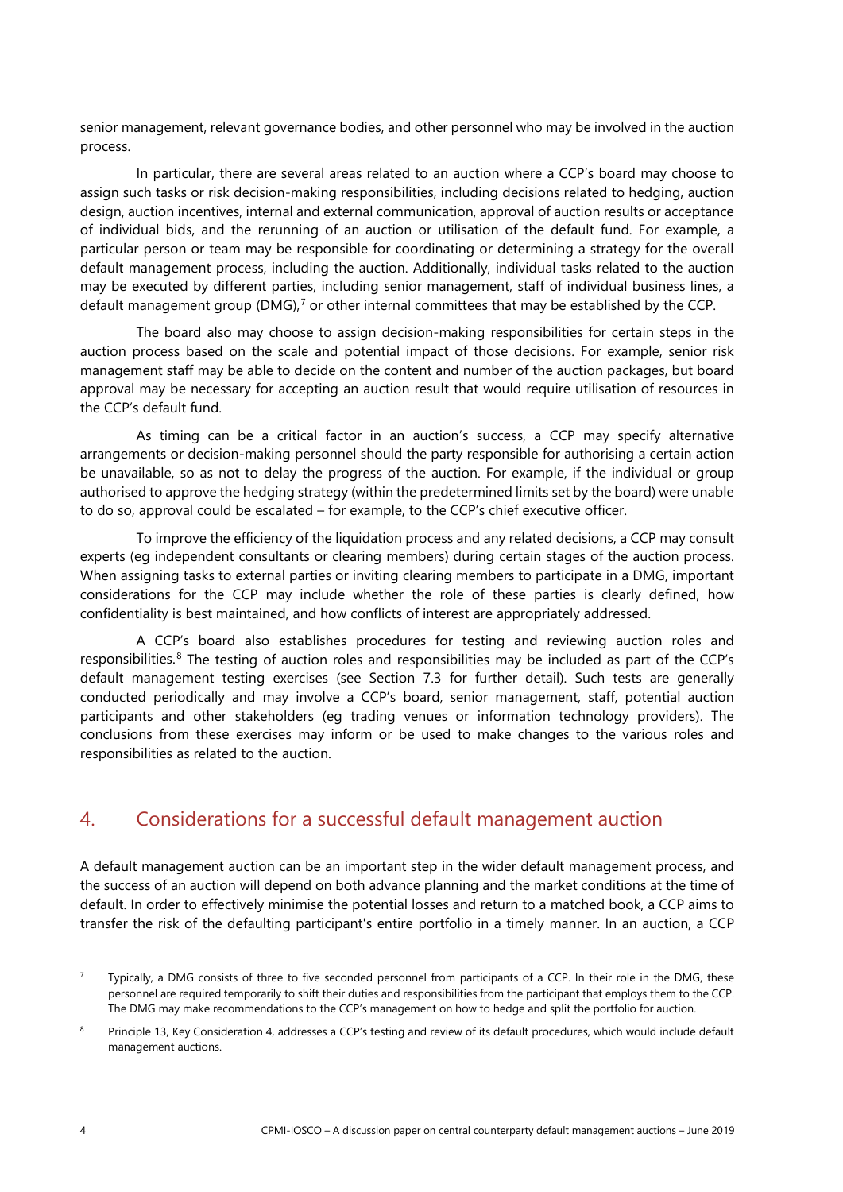senior management, relevant governance bodies, and other personnel who may be involved in the auction process.

In particular, there are several areas related to an auction where a CCP's board may choose to assign such tasks or risk decision-making responsibilities, including decisions related to hedging, auction design, auction incentives, internal and external communication, approval of auction results or acceptance of individual bids, and the rerunning of an auction or utilisation of the default fund. For example, a particular person or team may be responsible for coordinating or determining a strategy for the overall default management process, including the auction. Additionally, individual tasks related to the auction may be executed by different parties, including senior management, staff of individual business lines, a default management group (DMG),[7] or other internal committees that may be established by the CCP.

The board also may choose to assign decision-making responsibilities for certain steps in the auction process based on the scale and potential impact of those decisions. For example, senior risk management staff may be able to decide on the content and number of the auction packages, but board approval may be necessary for accepting an auction result that would require utilisation of resources in the CCP's default fund.

As timing can be a critical factor in an auction's success, a CCP may specify alternative arrangements or decision-making personnel should the party responsible for authorising a certain action be unavailable, so as not to delay the progress of the auction. For example, if the individual or group authorised to approve the hedging strategy (within the predetermined limits set by the board) were unable to do so, approval could be escalated – for example, to the CCP's chief executive officer.

To improve the efficiency of the liquidation process and any related decisions, a CCP may consult experts (eg independent consultants or clearing members) during certain stages of the auction process. When assigning tasks to external parties or inviting clearing members to participate in a DMG, important considerations for the CCP may include whether the role of these parties is clearly defined, how confidentiality is best maintained, and how conflicts of interest are appropriately addressed.

A CCP's board also establishes procedures for testing and reviewing auction roles and responsibilities.[8] The testing of auction roles and responsibilities may be included as part of the CCP's default management testing exercises (see Section 7.3 for further detail). Such tests are generally conducted periodically and may involve a CCP's board, senior management, staff, potential auction participants and other stakeholders (eg trading venues or information technology providers). The conclusions from these exercises may inform or be used to make changes to the various roles and responsibilities as related to the auction.

## 4. Considerations for a successful default management auction

A default management auction can be an important step in the wider default management process, and the success of an auction will depend on both advance planning and the market conditions at the time of default. In order to effectively minimise the potential losses and return to a matched book, a CCP aims to transfer the risk of the defaulting participant's entire portfolio in a timely manner. In an auction, a CCP

[7] Typically, a DMG consists of three to five seconded personnel from participants of a CCP. In their role in the DMG, these personnel are required temporarily to shift their duties and responsibilities from the participant that employs them to the CCP. The DMG may make recommendations to the CCP's management on how to hedge and split the portfolio for auction.

[8] Principle 13, Key Consideration 4, addresses a CCP's testing and review of its default procedures, which would include default management auctions.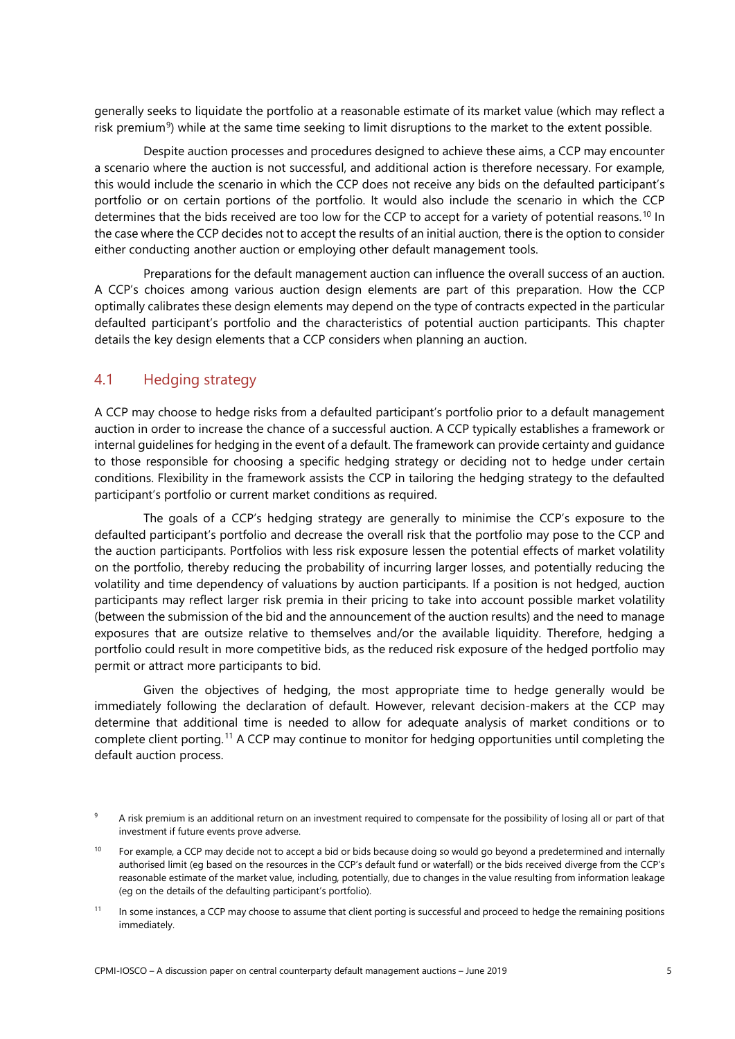generally seeks to liquidate the portfolio at a reasonable estimate of its market value (which may reflect a risk premium[9]) while at the same time seeking to limit disruptions to the market to the extent possible.

Despite auction processes and procedures designed to achieve these aims, a CCP may encounter a scenario where the auction is not successful, and additional action is therefore necessary. For example, this would include the scenario in which the CCP does not receive any bids on the defaulted participant's portfolio or on certain portions of the portfolio. It would also include the scenario in which the CCP determines that the bids received are too low for the CCP to accept for a variety of potential reasons.[10] In the case where the CCP decides not to accept the results of an initial auction, there is the option to consider either conducting another auction or employing other default management tools.

Preparations for the default management auction can influence the overall success of an auction. A CCP's choices among various auction design elements are part of this preparation. How the CCP optimally calibrates these design elements may depend on the type of contracts expected in the particular defaulted participant's portfolio and the characteristics of potential auction participants. This chapter details the key design elements that a CCP considers when planning an auction.

## 4.1 Hedging strategy

A CCP may choose to hedge risks from a defaulted participant's portfolio prior to a default management auction in order to increase the chance of a successful auction. A CCP typically establishes a framework or internal guidelines for hedging in the event of a default. The framework can provide certainty and guidance to those responsible for choosing a specific hedging strategy or deciding not to hedge under certain conditions. Flexibility in the framework assists the CCP in tailoring the hedging strategy to the defaulted participant's portfolio or current market conditions as required.

The goals of a CCP's hedging strategy are generally to minimise the CCP's exposure to the defaulted participant's portfolio and decrease the overall risk that the portfolio may pose to the CCP and the auction participants. Portfolios with less risk exposure lessen the potential effects of market volatility on the portfolio, thereby reducing the probability of incurring larger losses, and potentially reducing the volatility and time dependency of valuations by auction participants. If a position is not hedged, auction participants may reflect larger risk premia in their pricing to take into account possible market volatility (between the submission of the bid and the announcement of the auction results) and the need to manage exposures that are outsize relative to themselves and/or the available liquidity. Therefore, hedging a portfolio could result in more competitive bids, as the reduced risk exposure of the hedged portfolio may permit or attract more participants to bid.

Given the objectives of hedging, the most appropriate time to hedge generally would be immediately following the declaration of default. However, relevant decision-makers at the CCP may determine that additional time is needed to allow for adequate analysis of market conditions or to complete client porting.[11] A CCP may continue to monitor for hedging opportunities until completing the default auction process.

[9] A risk premium is an additional return on an investment required to compensate for the possibility of losing all or part of that investment if future events prove adverse.

[10] For example, a CCP may decide not to accept a bid or bids because doing so would go beyond a predetermined and internally authorised limit (eg based on the resources in the CCP's default fund or waterfall) or the bids received diverge from the CCP's reasonable estimate of the market value, including, potentially, due to changes in the value resulting from information leakage (eg on the details of the defaulting participant's portfolio).

[11] In some instances, a CCP may choose to assume that client porting is successful and proceed to hedge the remaining positions immediately.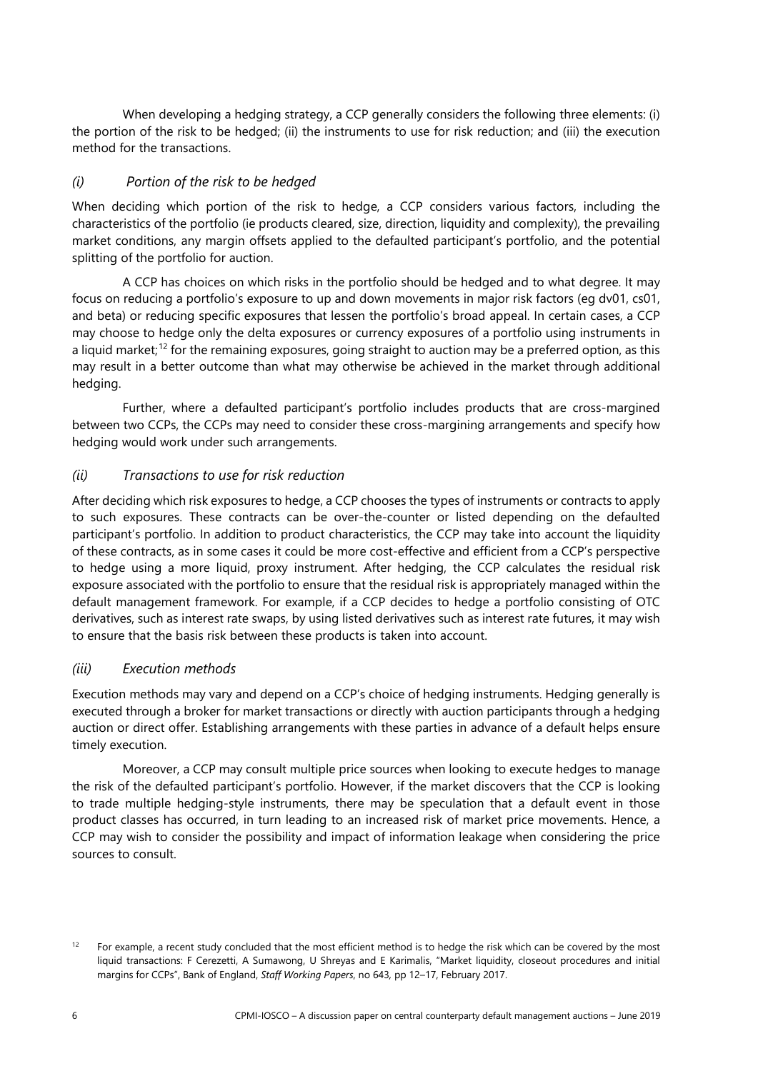When developing a hedging strategy, a CCP generally considers the following three elements: (i) the portion of the risk to be hedged; (ii) the instruments to use for risk reduction; and (iii) the execution method for the transactions.

### *(i) Portion of the risk to be hedged*

When deciding which portion of the risk to hedge, a CCP considers various factors, including the characteristics of the portfolio (ie products cleared, size, direction, liquidity and complexity), the prevailing market conditions, any margin offsets applied to the defaulted participant's portfolio, and the potential splitting of the portfolio for auction.

A CCP has choices on which risks in the portfolio should be hedged and to what degree. It may focus on reducing a portfolio's exposure to up and down movements in major risk factors (eg dv01, cs01, and beta) or reducing specific exposures that lessen the portfolio's broad appeal. In certain cases, a CCP may choose to hedge only the delta exposures or currency exposures of a portfolio using instruments in a liquid market;[12] for the remaining exposures, going straight to auction may be a preferred option, as this may result in a better outcome than what may otherwise be achieved in the market through additional hedging.

Further, where a defaulted participant's portfolio includes products that are cross-margined between two CCPs, the CCPs may need to consider these cross-margining arrangements and specify how hedging would work under such arrangements.

### *(ii) Transactions to use for risk reduction*

After deciding which risk exposures to hedge, a CCP chooses the types of instruments or contracts to apply to such exposures. These contracts can be over-the-counter or listed depending on the defaulted participant's portfolio. In addition to product characteristics, the CCP may take into account the liquidity of these contracts, as in some cases it could be more cost-effective and efficient from a CCP's perspective to hedge using a more liquid, proxy instrument. After hedging, the CCP calculates the residual risk exposure associated with the portfolio to ensure that the residual risk is appropriately managed within the default management framework. For example, if a CCP decides to hedge a portfolio consisting of OTC derivatives, such as interest rate swaps, by using listed derivatives such as interest rate futures, it may wish to ensure that the basis risk between these products is taken into account.

### *(iii) Execution methods*

Execution methods may vary and depend on a CCP's choice of hedging instruments. Hedging generally is executed through a broker for market transactions or directly with auction participants through a hedging auction or direct offer. Establishing arrangements with these parties in advance of a default helps ensure timely execution.

Moreover, a CCP may consult multiple price sources when looking to execute hedges to manage the risk of the defaulted participant's portfolio. However, if the market discovers that the CCP is looking to trade multiple hedging-style instruments, there may be speculation that a default event in those product classes has occurred, in turn leading to an increased risk of market price movements. Hence, a CCP may wish to consider the possibility and impact of information leakage when considering the price sources to consult.

---

[12] For example, a recent study concluded that the most efficient method is to hedge the risk which can be covered by the most liquid transactions: F Cerezetti, A Sumawong, U Shreyas and E Karimalis, "Market liquidity, closeout procedures and initial margins for CCPs", Bank of England, *Staff Working Papers*, no 643, pp 12–17, February 2017.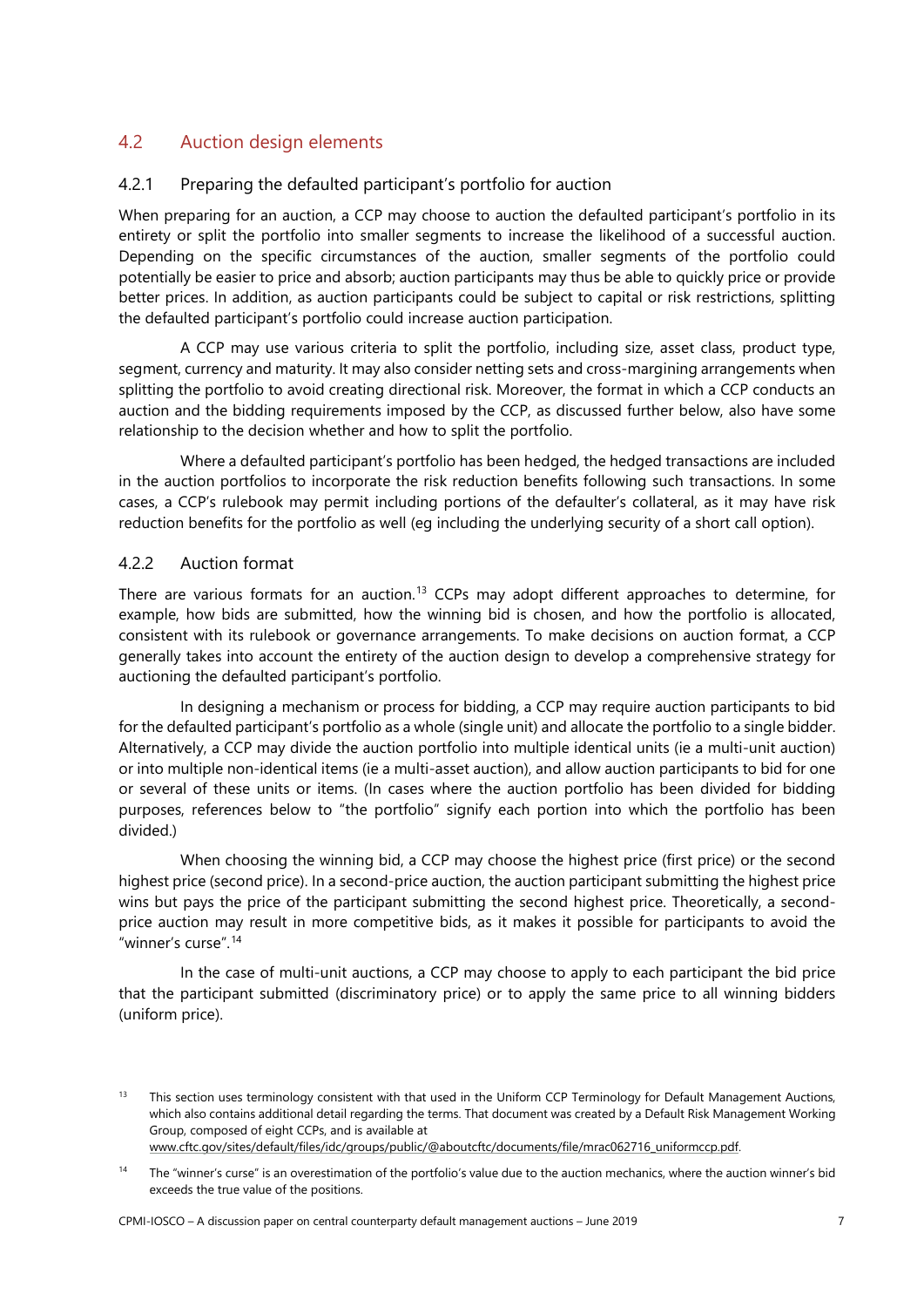## 4.2 Auction design elements

### 4.2.1 Preparing the defaulted participant's portfolio for auction

When preparing for an auction, a CCP may choose to auction the defaulted participant's portfolio in its entirety or split the portfolio into smaller segments to increase the likelihood of a successful auction. Depending on the specific circumstances of the auction, smaller segments of the portfolio could potentially be easier to price and absorb; auction participants may thus be able to quickly price or provide better prices. In addition, as auction participants could be subject to capital or risk restrictions, splitting the defaulted participant's portfolio could increase auction participation.

A CCP may use various criteria to split the portfolio, including size, asset class, product type, segment, currency and maturity. It may also consider netting sets and cross-margining arrangements when splitting the portfolio to avoid creating directional risk. Moreover, the format in which a CCP conducts an auction and the bidding requirements imposed by the CCP, as discussed further below, also have some relationship to the decision whether and how to split the portfolio.

Where a defaulted participant's portfolio has been hedged, the hedged transactions are included in the auction portfolios to incorporate the risk reduction benefits following such transactions. In some cases, a CCP's rulebook may permit including portions of the defaulter's collateral, as it may have risk reduction benefits for the portfolio as well (eg including the underlying security of a short call option).

### 4.2.2 Auction format

There are various formats for an auction.[13] CCPs may adopt different approaches to determine, for example, how bids are submitted, how the winning bid is chosen, and how the portfolio is allocated, consistent with its rulebook or governance arrangements. To make decisions on auction format, a CCP generally takes into account the entirety of the auction design to develop a comprehensive strategy for auctioning the defaulted participant's portfolio.

In designing a mechanism or process for bidding, a CCP may require auction participants to bid for the defaulted participant's portfolio as a whole (single unit) and allocate the portfolio to a single bidder. Alternatively, a CCP may divide the auction portfolio into multiple identical units (ie a multi-unit auction) or into multiple non-identical items (ie a multi-asset auction), and allow auction participants to bid for one or several of these units or items. (In cases where the auction portfolio has been divided for bidding purposes, references below to "the portfolio" signify each portion into which the portfolio has been divided.)

When choosing the winning bid, a CCP may choose the highest price (first price) or the second highest price (second price). In a second-price auction, the auction participant submitting the highest price wins but pays the price of the participant submitting the second highest price. Theoretically, a second-price auction may result in more competitive bids, as it makes it possible for participants to avoid the "winner's curse".[14]

In the case of multi-unit auctions, a CCP may choose to apply to each participant the bid price that the participant submitted (discriminatory price) or to apply the same price to all winning bidders (uniform price).

---

[13] This section uses terminology consistent with that used in the Uniform CCP Terminology for Default Management Auctions, which also contains additional detail regarding the terms. That document was created by a Default Risk Management Working Group, composed of eight CCPs, and is available at www.cftc.gov/sites/default/files/idc/groups/public/@aboutcftc/documents/file/mrac062716_uniformccp.pdf.

[14] The "winner's curse" is an overestimation of the portfolio's value due to the auction mechanics, where the auction winner's bid exceeds the true value of the positions.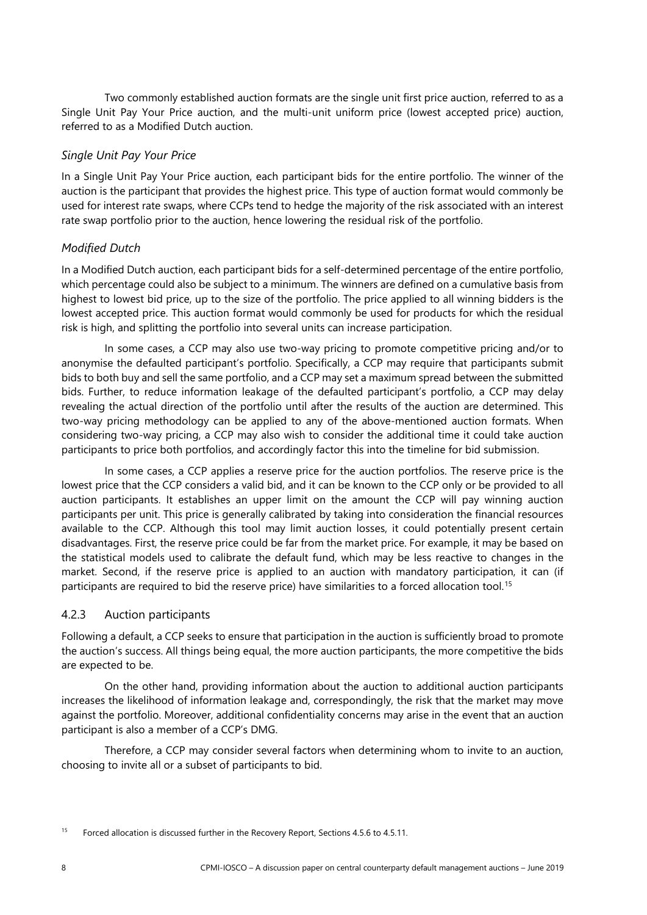Two commonly established auction formats are the single unit first price auction, referred to as a Single Unit Pay Your Price auction, and the multi-unit uniform price (lowest accepted price) auction, referred to as a Modified Dutch auction.

*Single Unit Pay Your Price*

In a Single Unit Pay Your Price auction, each participant bids for the entire portfolio. The winner of the auction is the participant that provides the highest price. This type of auction format would commonly be used for interest rate swaps, where CCPs tend to hedge the majority of the risk associated with an interest rate swap portfolio prior to the auction, hence lowering the residual risk of the portfolio.

*Modified Dutch*

In a Modified Dutch auction, each participant bids for a self-determined percentage of the entire portfolio, which percentage could also be subject to a minimum. The winners are defined on a cumulative basis from highest to lowest bid price, up to the size of the portfolio. The price applied to all winning bidders is the lowest accepted price. This auction format would commonly be used for products for which the residual risk is high, and splitting the portfolio into several units can increase participation.

In some cases, a CCP may also use two-way pricing to promote competitive pricing and/or to anonymise the defaulted participant's portfolio. Specifically, a CCP may require that participants submit bids to both buy and sell the same portfolio, and a CCP may set a maximum spread between the submitted bids. Further, to reduce information leakage of the defaulted participant's portfolio, a CCP may delay revealing the actual direction of the portfolio until after the results of the auction are determined. This two-way pricing methodology can be applied to any of the above-mentioned auction formats. When considering two-way pricing, a CCP may also wish to consider the additional time it could take auction participants to price both portfolios, and accordingly factor this into the timeline for bid submission.

In some cases, a CCP applies a reserve price for the auction portfolios. The reserve price is the lowest price that the CCP considers a valid bid, and it can be known to the CCP only or be provided to all auction participants. It establishes an upper limit on the amount the CCP will pay winning auction participants per unit. This price is generally calibrated by taking into consideration the financial resources available to the CCP. Although this tool may limit auction losses, it could potentially present certain disadvantages. First, the reserve price could be far from the market price. For example, it may be based on the statistical models used to calibrate the default fund, which may be less reactive to changes in the market. Second, if the reserve price is applied to an auction with mandatory participation, it can (if participants are required to bid the reserve price) have similarities to a forced allocation tool.[15]

### 4.2.3 Auction participants

Following a default, a CCP seeks to ensure that participation in the auction is sufficiently broad to promote the auction's success. All things being equal, the more auction participants, the more competitive the bids are expected to be.

On the other hand, providing information about the auction to additional auction participants increases the likelihood of information leakage and, correspondingly, the risk that the market may move against the portfolio. Moreover, additional confidentiality concerns may arise in the event that an auction participant is also a member of a CCP's DMG.

Therefore, a CCP may consider several factors when determining whom to invite to an auction, choosing to invite all or a subset of participants to bid.

[15] Forced allocation is discussed further in the Recovery Report, Sections 4.5.6 to 4.5.11.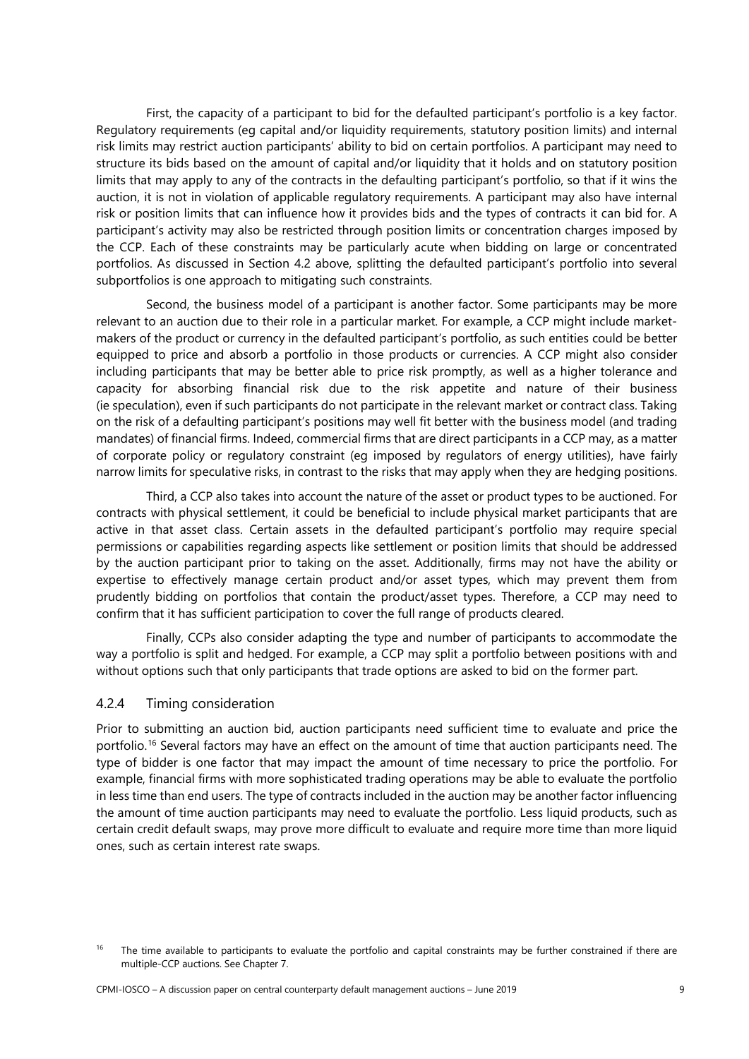First, the capacity of a participant to bid for the defaulted participant's portfolio is a key factor. Regulatory requirements (eg capital and/or liquidity requirements, statutory position limits) and internal risk limits may restrict auction participants' ability to bid on certain portfolios. A participant may need to structure its bids based on the amount of capital and/or liquidity that it holds and on statutory position limits that may apply to any of the contracts in the defaulting participant's portfolio, so that if it wins the auction, it is not in violation of applicable regulatory requirements. A participant may also have internal risk or position limits that can influence how it provides bids and the types of contracts it can bid for. A participant's activity may also be restricted through position limits or concentration charges imposed by the CCP. Each of these constraints may be particularly acute when bidding on large or concentrated portfolios. As discussed in Section 4.2 above, splitting the defaulted participant's portfolio into several subportfolios is one approach to mitigating such constraints.

Second, the business model of a participant is another factor. Some participants may be more relevant to an auction due to their role in a particular market. For example, a CCP might include market-makers of the product or currency in the defaulted participant's portfolio, as such entities could be better equipped to price and absorb a portfolio in those products or currencies. A CCP might also consider including participants that may be better able to price risk promptly, as well as a higher tolerance and capacity for absorbing financial risk due to the risk appetite and nature of their business (ie speculation), even if such participants do not participate in the relevant market or contract class. Taking on the risk of a defaulting participant's positions may well fit better with the business model (and trading mandates) of financial firms. Indeed, commercial firms that are direct participants in a CCP may, as a matter of corporate policy or regulatory constraint (eg imposed by regulators of energy utilities), have fairly narrow limits for speculative risks, in contrast to the risks that may apply when they are hedging positions.

Third, a CCP also takes into account the nature of the asset or product types to be auctioned. For contracts with physical settlement, it could be beneficial to include physical market participants that are active in that asset class. Certain assets in the defaulted participant's portfolio may require special permissions or capabilities regarding aspects like settlement or position limits that should be addressed by the auction participant prior to taking on the asset. Additionally, firms may not have the ability or expertise to effectively manage certain product and/or asset types, which may prevent them from prudently bidding on portfolios that contain the product/asset types. Therefore, a CCP may need to confirm that it has sufficient participation to cover the full range of products cleared.

Finally, CCPs also consider adapting the type and number of participants to accommodate the way a portfolio is split and hedged. For example, a CCP may split a portfolio between positions with and without options such that only participants that trade options are asked to bid on the former part.

### 4.2.4 Timing consideration

Prior to submitting an auction bid, auction participants need sufficient time to evaluate and price the portfolio.[16] Several factors may have an effect on the amount of time that auction participants need. The type of bidder is one factor that may impact the amount of time necessary to price the portfolio. For example, financial firms with more sophisticated trading operations may be able to evaluate the portfolio in less time than end users. The type of contracts included in the auction may be another factor influencing the amount of time auction participants may need to evaluate the portfolio. Less liquid products, such as certain credit default swaps, may prove more difficult to evaluate and require more time than more liquid ones, such as certain interest rate swaps.

[16] The time available to participants to evaluate the portfolio and capital constraints may be further constrained if there are multiple-CCP auctions. See Chapter 7.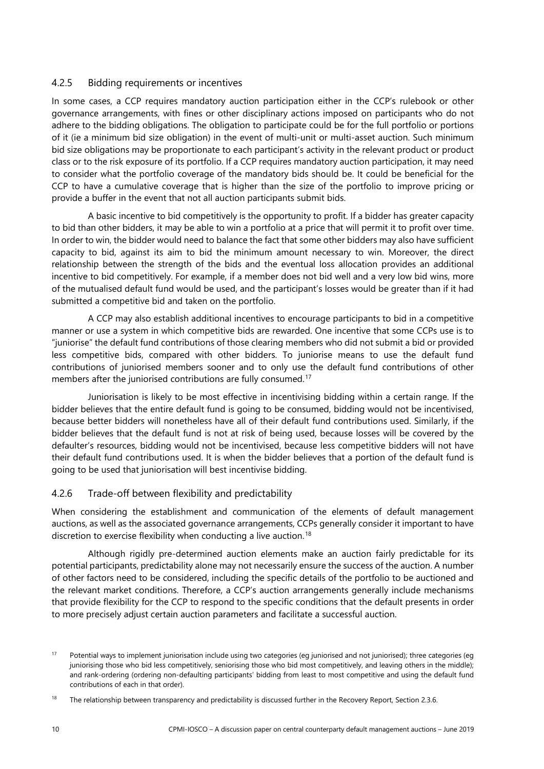### 4.2.5 Bidding requirements or incentives

In some cases, a CCP requires mandatory auction participation either in the CCP's rulebook or other governance arrangements, with fines or other disciplinary actions imposed on participants who do not adhere to the bidding obligations. The obligation to participate could be for the full portfolio or portions of it (ie a minimum bid size obligation) in the event of multi-unit or multi-asset auction. Such minimum bid size obligations may be proportionate to each participant's activity in the relevant product or product class or to the risk exposure of its portfolio. If a CCP requires mandatory auction participation, it may need to consider what the portfolio coverage of the mandatory bids should be. It could be beneficial for the CCP to have a cumulative coverage that is higher than the size of the portfolio to improve pricing or provide a buffer in the event that not all auction participants submit bids.

A basic incentive to bid competitively is the opportunity to profit. If a bidder has greater capacity to bid than other bidders, it may be able to win a portfolio at a price that will permit it to profit over time. In order to win, the bidder would need to balance the fact that some other bidders may also have sufficient capacity to bid, against its aim to bid the minimum amount necessary to win. Moreover, the direct relationship between the strength of the bids and the eventual loss allocation provides an additional incentive to bid competitively. For example, if a member does not bid well and a very low bid wins, more of the mutualised default fund would be used, and the participant's losses would be greater than if it had submitted a competitive bid and taken on the portfolio.

A CCP may also establish additional incentives to encourage participants to bid in a competitive manner or use a system in which competitive bids are rewarded. One incentive that some CCPs use is to "juniorise" the default fund contributions of those clearing members who did not submit a bid or provided less competitive bids, compared with other bidders. To juniorise means to use the default fund contributions of juniorised members sooner and to only use the default fund contributions of other members after the juniorised contributions are fully consumed.[17]

Juniorisation is likely to be most effective in incentivising bidding within a certain range. If the bidder believes that the entire default fund is going to be consumed, bidding would not be incentivised, because better bidders will nonetheless have all of their default fund contributions used. Similarly, if the bidder believes that the default fund is not at risk of being used, because losses will be covered by the defaulter's resources, bidding would not be incentivised, because less competitive bidders will not have their default fund contributions used. It is when the bidder believes that a portion of the default fund is going to be used that juniorisation will best incentivise bidding.

### 4.2.6 Trade-off between flexibility and predictability

When considering the establishment and communication of the elements of default management auctions, as well as the associated governance arrangements, CCPs generally consider it important to have discretion to exercise flexibility when conducting a live auction.[18]

Although rigidly pre-determined auction elements make an auction fairly predictable for its potential participants, predictability alone may not necessarily ensure the success of the auction. A number of other factors need to be considered, including the specific details of the portfolio to be auctioned and the relevant market conditions. Therefore, a CCP's auction arrangements generally include mechanisms that provide flexibility for the CCP to respond to the specific conditions that the default presents in order to more precisely adjust certain auction parameters and facilitate a successful auction.

[17] Potential ways to implement juniorisation include using two categories (eg juniorised and not juniorised); three categories (eg juniorising those who bid less competitively, seniorising those who bid most competitively, and leaving others in the middle); and rank-ordering (ordering non-defaulting participants' bidding from least to most competitive and using the default fund contributions of each in that order).

[18] The relationship between transparency and predictability is discussed further in the Recovery Report, Section 2.3.6.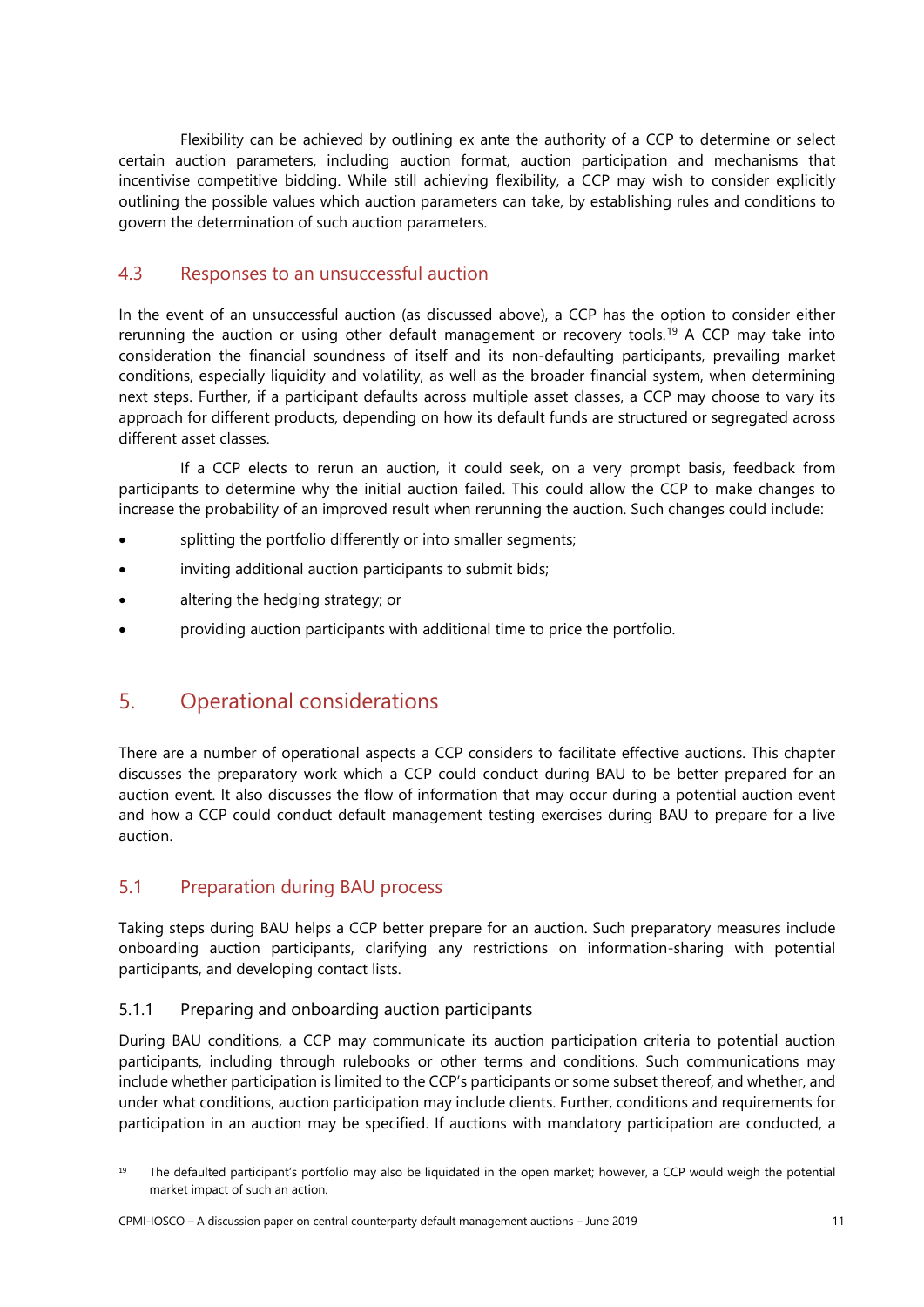Flexibility can be achieved by outlining ex ante the authority of a CCP to determine or select certain auction parameters, including auction format, auction participation and mechanisms that incentivise competitive bidding. While still achieving flexibility, a CCP may wish to consider explicitly outlining the possible values which auction parameters can take, by establishing rules and conditions to govern the determination of such auction parameters.

## 4.3 Responses to an unsuccessful auction

In the event of an unsuccessful auction (as discussed above), a CCP has the option to consider either rerunning the auction or using other default management or recovery tools.[19] A CCP may take into consideration the financial soundness of itself and its non-defaulting participants, prevailing market conditions, especially liquidity and volatility, as well as the broader financial system, when determining next steps. Further, if a participant defaults across multiple asset classes, a CCP may choose to vary its approach for different products, depending on how its default funds are structured or segregated across different asset classes.

If a CCP elects to rerun an auction, it could seek, on a very prompt basis, feedback from participants to determine why the initial auction failed. This could allow the CCP to make changes to increase the probability of an improved result when rerunning the auction. Such changes could include:

- splitting the portfolio differently or into smaller segments;
- inviting additional auction participants to submit bids;
- altering the hedging strategy; or
- providing auction participants with additional time to price the portfolio.

# 5. Operational considerations

There are a number of operational aspects a CCP considers to facilitate effective auctions. This chapter discusses the preparatory work which a CCP could conduct during BAU to be better prepared for an auction event. It also discusses the flow of information that may occur during a potential auction event and how a CCP could conduct default management testing exercises during BAU to prepare for a live auction.

## 5.1 Preparation during BAU process

Taking steps during BAU helps a CCP better prepare for an auction. Such preparatory measures include onboarding auction participants, clarifying any restrictions on information-sharing with potential participants, and developing contact lists.

### 5.1.1 Preparing and onboarding auction participants

During BAU conditions, a CCP may communicate its auction participation criteria to potential auction participants, including through rulebooks or other terms and conditions. Such communications may include whether participation is limited to the CCP's participants or some subset thereof, and whether, and under what conditions, auction participation may include clients. Further, conditions and requirements for participation in an auction may be specified. If auctions with mandatory participation are conducted, a

---

[19] The defaulted participant's portfolio may also be liquidated in the open market; however, a CCP would weigh the potential market impact of such an action.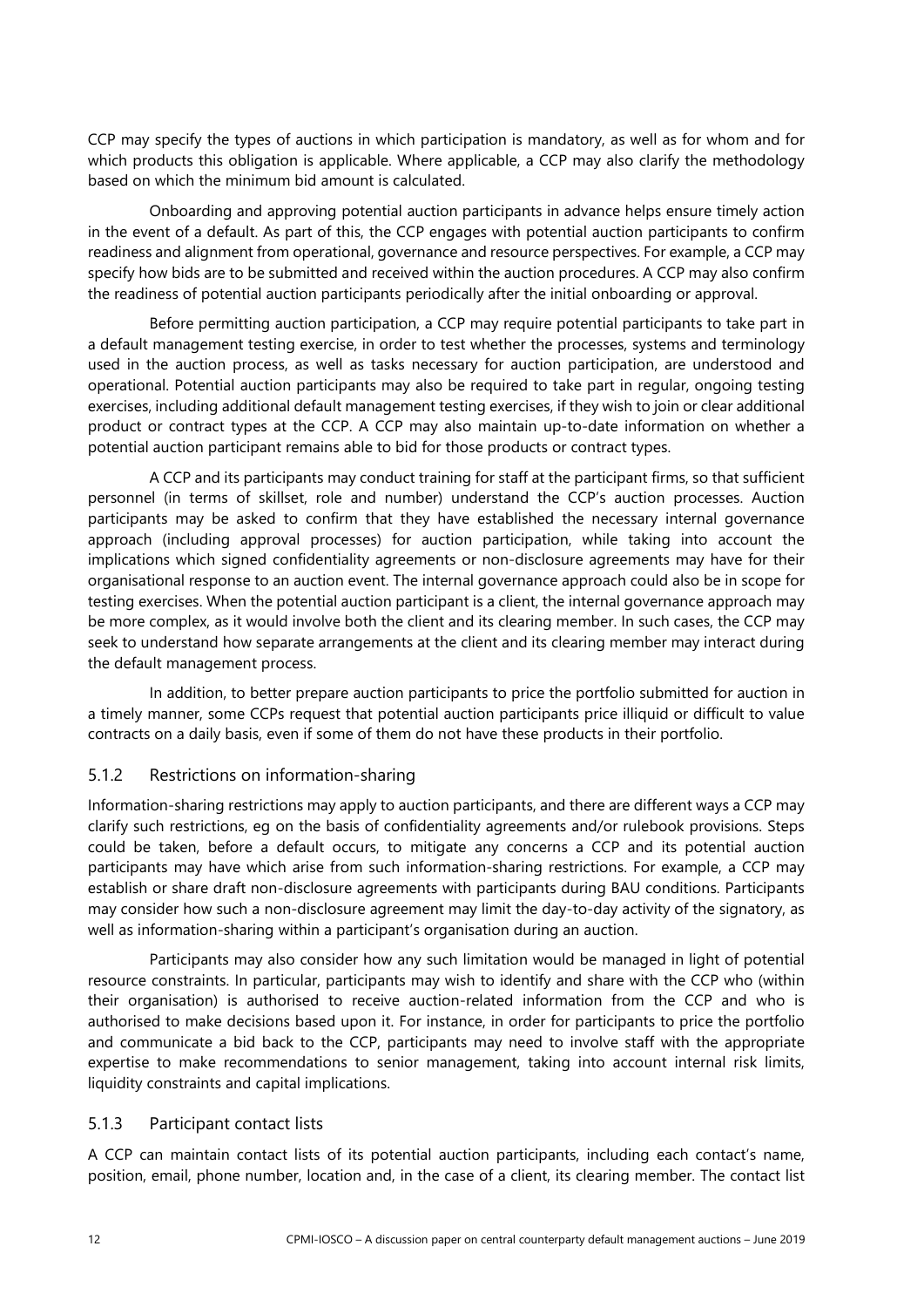CCP may specify the types of auctions in which participation is mandatory, as well as for whom and for which products this obligation is applicable. Where applicable, a CCP may also clarify the methodology based on which the minimum bid amount is calculated.

Onboarding and approving potential auction participants in advance helps ensure timely action in the event of a default. As part of this, the CCP engages with potential auction participants to confirm readiness and alignment from operational, governance and resource perspectives. For example, a CCP may specify how bids are to be submitted and received within the auction procedures. A CCP may also confirm the readiness of potential auction participants periodically after the initial onboarding or approval.

Before permitting auction participation, a CCP may require potential participants to take part in a default management testing exercise, in order to test whether the processes, systems and terminology used in the auction process, as well as tasks necessary for auction participation, are understood and operational. Potential auction participants may also be required to take part in regular, ongoing testing exercises, including additional default management testing exercises, if they wish to join or clear additional product or contract types at the CCP. A CCP may also maintain up-to-date information on whether a potential auction participant remains able to bid for those products or contract types.

A CCP and its participants may conduct training for staff at the participant firms, so that sufficient personnel (in terms of skillset, role and number) understand the CCP's auction processes. Auction participants may be asked to confirm that they have established the necessary internal governance approach (including approval processes) for auction participation, while taking into account the implications which signed confidentiality agreements or non-disclosure agreements may have for their organisational response to an auction event. The internal governance approach could also be in scope for testing exercises. When the potential auction participant is a client, the internal governance approach may be more complex, as it would involve both the client and its clearing member. In such cases, the CCP may seek to understand how separate arrangements at the client and its clearing member may interact during the default management process.

In addition, to better prepare auction participants to price the portfolio submitted for auction in a timely manner, some CCPs request that potential auction participants price illiquid or difficult to value contracts on a daily basis, even if some of them do not have these products in their portfolio.

### 5.1.2 Restrictions on information-sharing

Information-sharing restrictions may apply to auction participants, and there are different ways a CCP may clarify such restrictions, eg on the basis of confidentiality agreements and/or rulebook provisions. Steps could be taken, before a default occurs, to mitigate any concerns a CCP and its potential auction participants may have which arise from such information-sharing restrictions. For example, a CCP may establish or share draft non-disclosure agreements with participants during BAU conditions. Participants may consider how such a non-disclosure agreement may limit the day-to-day activity of the signatory, as well as information-sharing within a participant's organisation during an auction.

Participants may also consider how any such limitation would be managed in light of potential resource constraints. In particular, participants may wish to identify and share with the CCP who (within their organisation) is authorised to receive auction-related information from the CCP and who is authorised to make decisions based upon it. For instance, in order for participants to price the portfolio and communicate a bid back to the CCP, participants may need to involve staff with the appropriate expertise to make recommendations to senior management, taking into account internal risk limits, liquidity constraints and capital implications.

### 5.1.3 Participant contact lists

A CCP can maintain contact lists of its potential auction participants, including each contact's name, position, email, phone number, location and, in the case of a client, its clearing member. The contact list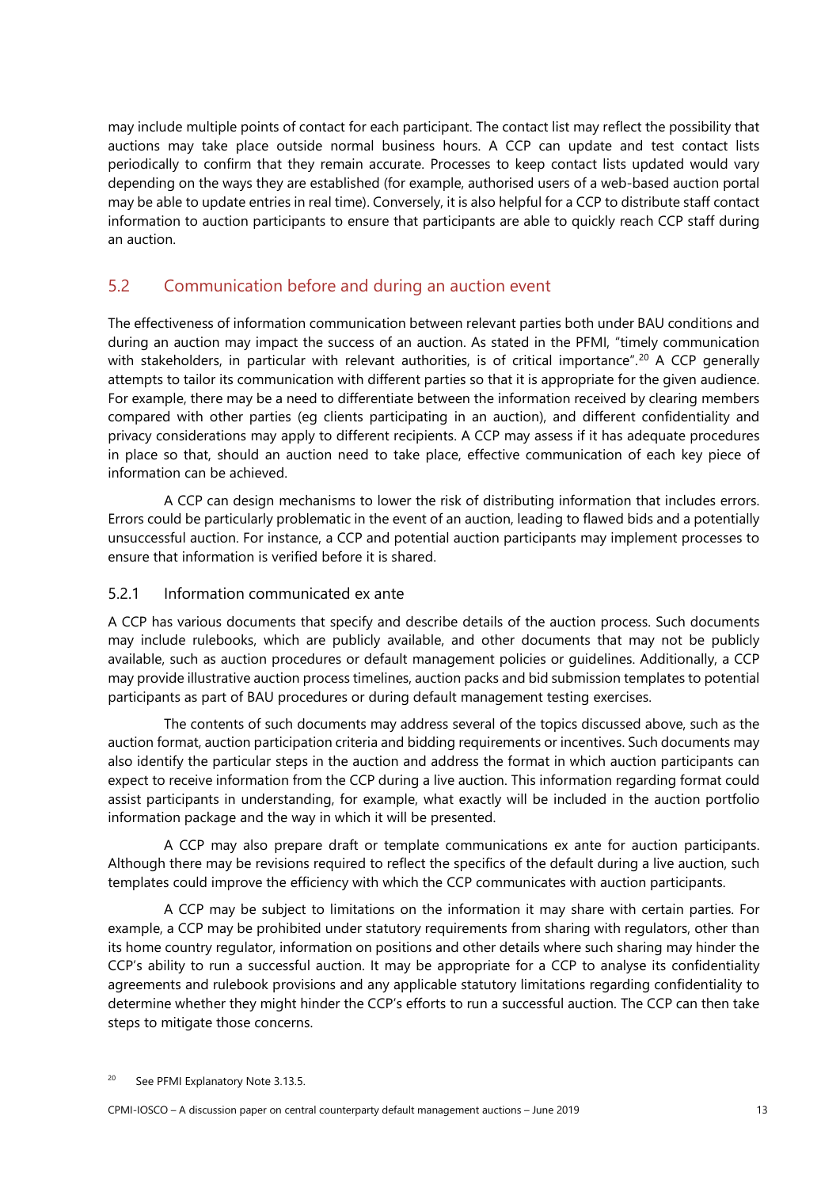may include multiple points of contact for each participant. The contact list may reflect the possibility that auctions may take place outside normal business hours. A CCP can update and test contact lists periodically to confirm that they remain accurate. Processes to keep contact lists updated would vary depending on the ways they are established (for example, authorised users of a web-based auction portal may be able to update entries in real time). Conversely, it is also helpful for a CCP to distribute staff contact information to auction participants to ensure that participants are able to quickly reach CCP staff during an auction.

## 5.2 Communication before and during an auction event

The effectiveness of information communication between relevant parties both under BAU conditions and during an auction may impact the success of an auction. As stated in the PFMI, "timely communication with stakeholders, in particular with relevant authorities, is of critical importance".[20] A CCP generally attempts to tailor its communication with different parties so that it is appropriate for the given audience. For example, there may be a need to differentiate between the information received by clearing members compared with other parties (eg clients participating in an auction), and different confidentiality and privacy considerations may apply to different recipients. A CCP may assess if it has adequate procedures in place so that, should an auction need to take place, effective communication of each key piece of information can be achieved.

A CCP can design mechanisms to lower the risk of distributing information that includes errors. Errors could be particularly problematic in the event of an auction, leading to flawed bids and a potentially unsuccessful auction. For instance, a CCP and potential auction participants may implement processes to ensure that information is verified before it is shared.

### 5.2.1 Information communicated ex ante

A CCP has various documents that specify and describe details of the auction process. Such documents may include rulebooks, which are publicly available, and other documents that may not be publicly available, such as auction procedures or default management policies or guidelines. Additionally, a CCP may provide illustrative auction process timelines, auction packs and bid submission templates to potential participants as part of BAU procedures or during default management testing exercises.

The contents of such documents may address several of the topics discussed above, such as the auction format, auction participation criteria and bidding requirements or incentives. Such documents may also identify the particular steps in the auction and address the format in which auction participants can expect to receive information from the CCP during a live auction. This information regarding format could assist participants in understanding, for example, what exactly will be included in the auction portfolio information package and the way in which it will be presented.

A CCP may also prepare draft or template communications ex ante for auction participants. Although there may be revisions required to reflect the specifics of the default during a live auction, such templates could improve the efficiency with which the CCP communicates with auction participants.

A CCP may be subject to limitations on the information it may share with certain parties. For example, a CCP may be prohibited under statutory requirements from sharing with regulators, other than its home country regulator, information on positions and other details where such sharing may hinder the CCP's ability to run a successful auction. It may be appropriate for a CCP to analyse its confidentiality agreements and rulebook provisions and any applicable statutory limitations regarding confidentiality to determine whether they might hinder the CCP's efforts to run a successful auction. The CCP can then take steps to mitigate those concerns.

[20] See PFMI Explanatory Note 3.13.5.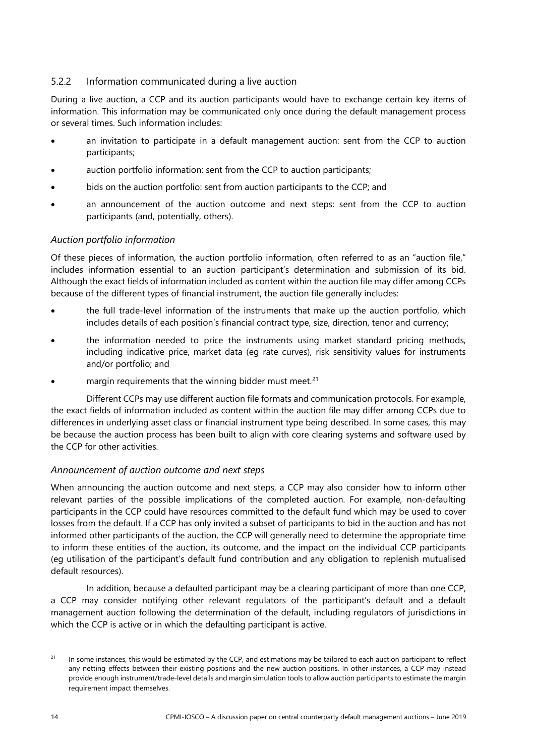### 5.2.2 Information communicated during a live auction

During a live auction, a CCP and its auction participants would have to exchange certain key items of information. This information may be communicated only once during the default management process or several times. Such information includes:

- an invitation to participate in a default management auction: sent from the CCP to auction participants;
- auction portfolio information: sent from the CCP to auction participants;
- bids on the auction portfolio: sent from auction participants to the CCP; and
- an announcement of the auction outcome and next steps: sent from the CCP to auction participants (and, potentially, others).

*Auction portfolio information*

Of these pieces of information, the auction portfolio information, often referred to as an "auction file," includes information essential to an auction participant's determination and submission of its bid. Although the exact fields of information included as content within the auction file may differ among CCPs because of the different types of financial instrument, the auction file generally includes:

- the full trade-level information of the instruments that make up the auction portfolio, which includes details of each position's financial contract type, size, direction, tenor and currency;
- the information needed to price the instruments using market standard pricing methods, including indicative price, market data (eg rate curves), risk sensitivity values for instruments and/or portfolio; and
- margin requirements that the winning bidder must meet.[21]

Different CCPs may use different auction file formats and communication protocols. For example, the exact fields of information included as content within the auction file may differ among CCPs due to differences in underlying asset class or financial instrument type being described. In some cases, this may be because the auction process has been built to align with core clearing systems and software used by the CCP for other activities.

*Announcement of auction outcome and next steps*

When announcing the auction outcome and next steps, a CCP may also consider how to inform other relevant parties of the possible implications of the completed auction. For example, non-defaulting participants in the CCP could have resources committed to the default fund which may be used to cover losses from the default. If a CCP has only invited a subset of participants to bid in the auction and has not informed other participants of the auction, the CCP will generally need to determine the appropriate time to inform these entities of the auction, its outcome, and the impact on the individual CCP participants (eg utilisation of the participant's default fund contribution and any obligation to replenish mutualised default resources).

In addition, because a defaulted participant may be a clearing participant of more than one CCP, a CCP may consider notifying other relevant regulators of the participant's default and a default management auction following the determination of the default, including regulators of jurisdictions in which the CCP is active or in which the defaulting participant is active.

[21] In some instances, this would be estimated by the CCP, and estimations may be tailored to each auction participant to reflect any netting effects between their existing positions and the new auction positions. In other instances, a CCP may instead provide enough instrument/trade-level details and margin simulation tools to allow auction participants to estimate the margin requirement impact themselves.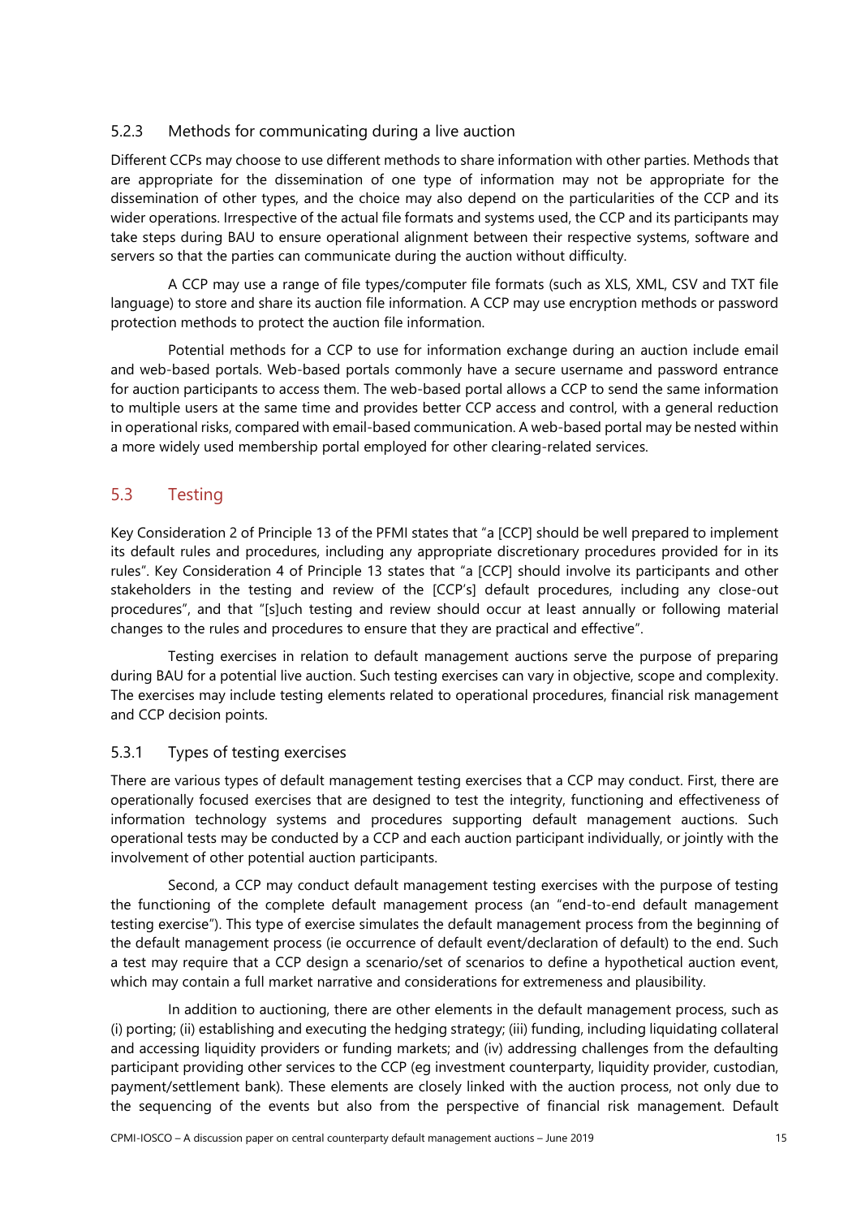### 5.2.3 Methods for communicating during a live auction

Different CCPs may choose to use different methods to share information with other parties. Methods that are appropriate for the dissemination of one type of information may not be appropriate for the dissemination of other types, and the choice may also depend on the particularities of the CCP and its wider operations. Irrespective of the actual file formats and systems used, the CCP and its participants may take steps during BAU to ensure operational alignment between their respective systems, software and servers so that the parties can communicate during the auction without difficulty.

A CCP may use a range of file types/computer file formats (such as XLS, XML, CSV and TXT file language) to store and share its auction file information. A CCP may use encryption methods or password protection methods to protect the auction file information.

Potential methods for a CCP to use for information exchange during an auction include email and web-based portals. Web-based portals commonly have a secure username and password entrance for auction participants to access them. The web-based portal allows a CCP to send the same information to multiple users at the same time and provides better CCP access and control, with a general reduction in operational risks, compared with email-based communication. A web-based portal may be nested within a more widely used membership portal employed for other clearing-related services.

## 5.3 Testing

Key Consideration 2 of Principle 13 of the PFMI states that "a [CCP] should be well prepared to implement its default rules and procedures, including any appropriate discretionary procedures provided for in its rules". Key Consideration 4 of Principle 13 states that "a [CCP] should involve its participants and other stakeholders in the testing and review of the [CCP's] default procedures, including any close-out procedures", and that "[s]uch testing and review should occur at least annually or following material changes to the rules and procedures to ensure that they are practical and effective".

Testing exercises in relation to default management auctions serve the purpose of preparing during BAU for a potential live auction. Such testing exercises can vary in objective, scope and complexity. The exercises may include testing elements related to operational procedures, financial risk management and CCP decision points.

### 5.3.1 Types of testing exercises

There are various types of default management testing exercises that a CCP may conduct. First, there are operationally focused exercises that are designed to test the integrity, functioning and effectiveness of information technology systems and procedures supporting default management auctions. Such operational tests may be conducted by a CCP and each auction participant individually, or jointly with the involvement of other potential auction participants.

Second, a CCP may conduct default management testing exercises with the purpose of testing the functioning of the complete default management process (an "end-to-end default management testing exercise"). This type of exercise simulates the default management process from the beginning of the default management process (ie occurrence of default event/declaration of default) to the end. Such a test may require that a CCP design a scenario/set of scenarios to define a hypothetical auction event, which may contain a full market narrative and considerations for extremeness and plausibility.

In addition to auctioning, there are other elements in the default management process, such as (i) porting; (ii) establishing and executing the hedging strategy; (iii) funding, including liquidating collateral and accessing liquidity providers or funding markets; and (iv) addressing challenges from the defaulting participant providing other services to the CCP (eg investment counterparty, liquidity provider, custodian, payment/settlement bank). These elements are closely linked with the auction process, not only due to the sequencing of the events but also from the perspective of financial risk management. Default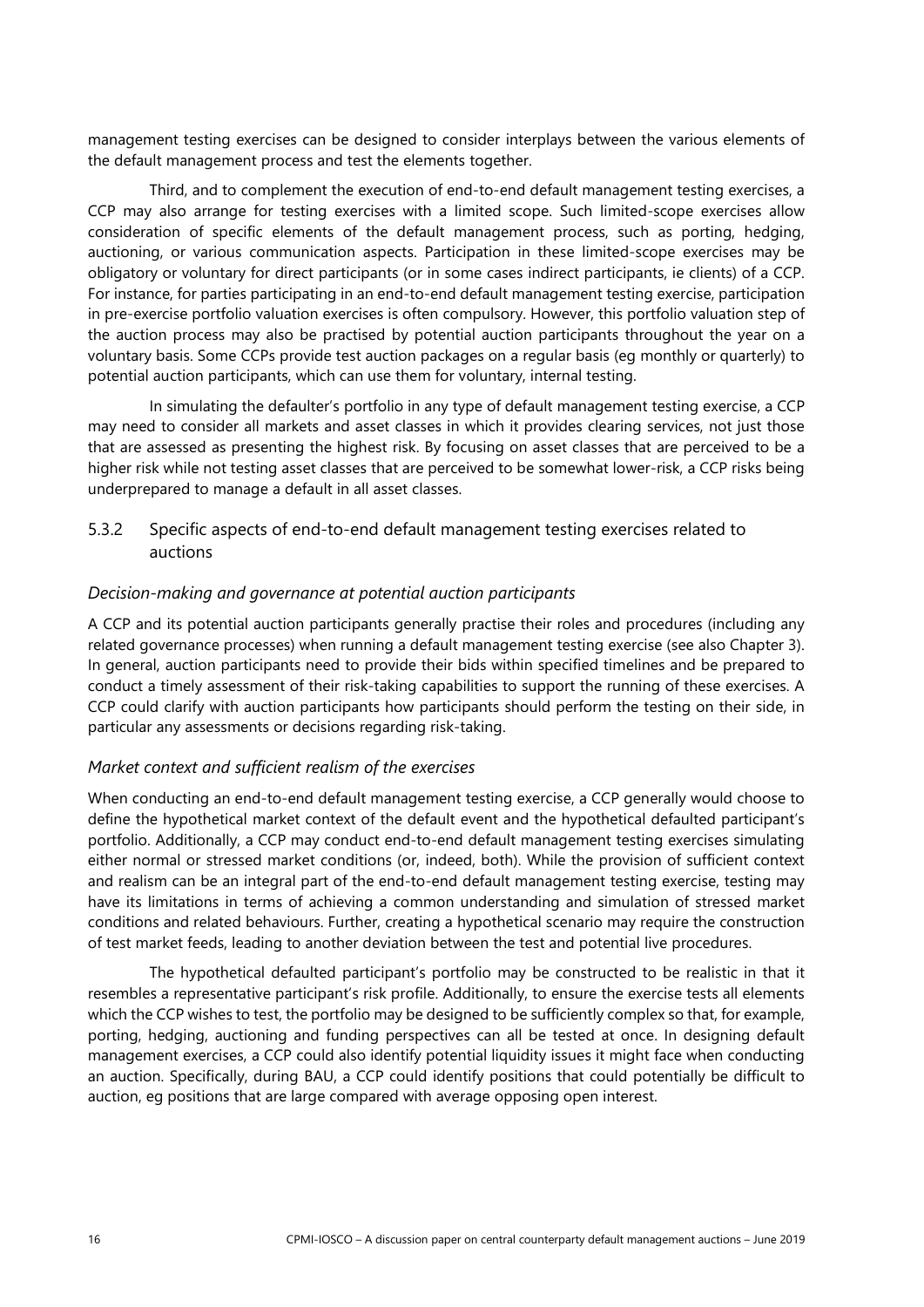management testing exercises can be designed to consider interplays between the various elements of the default management process and test the elements together.

Third, and to complement the execution of end-to-end default management testing exercises, a CCP may also arrange for testing exercises with a limited scope. Such limited-scope exercises allow consideration of specific elements of the default management process, such as porting, hedging, auctioning, or various communication aspects. Participation in these limited-scope exercises may be obligatory or voluntary for direct participants (or in some cases indirect participants, ie clients) of a CCP. For instance, for parties participating in an end-to-end default management testing exercise, participation in pre-exercise portfolio valuation exercises is often compulsory. However, this portfolio valuation step of the auction process may also be practised by potential auction participants throughout the year on a voluntary basis. Some CCPs provide test auction packages on a regular basis (eg monthly or quarterly) to potential auction participants, which can use them for voluntary, internal testing.

In simulating the defaulter's portfolio in any type of default management testing exercise, a CCP may need to consider all markets and asset classes in which it provides clearing services, not just those that are assessed as presenting the highest risk. By focusing on asset classes that are perceived to be a higher risk while not testing asset classes that are perceived to be somewhat lower-risk, a CCP risks being underprepared to manage a default in all asset classes.

### 5.3.2 Specific aspects of end-to-end default management testing exercises related to auctions

*Decision-making and governance at potential auction participants*

A CCP and its potential auction participants generally practise their roles and procedures (including any related governance processes) when running a default management testing exercise (see also Chapter 3). In general, auction participants need to provide their bids within specified timelines and be prepared to conduct a timely assessment of their risk-taking capabilities to support the running of these exercises. A CCP could clarify with auction participants how participants should perform the testing on their side, in particular any assessments or decisions regarding risk-taking.

*Market context and sufficient realism of the exercises*

When conducting an end-to-end default management testing exercise, a CCP generally would choose to define the hypothetical market context of the default event and the hypothetical defaulted participant's portfolio. Additionally, a CCP may conduct end-to-end default management testing exercises simulating either normal or stressed market conditions (or, indeed, both). While the provision of sufficient context and realism can be an integral part of the end-to-end default management testing exercise, testing may have its limitations in terms of achieving a common understanding and simulation of stressed market conditions and related behaviours. Further, creating a hypothetical scenario may require the construction of test market feeds, leading to another deviation between the test and potential live procedures.

The hypothetical defaulted participant's portfolio may be constructed to be realistic in that it resembles a representative participant's risk profile. Additionally, to ensure the exercise tests all elements which the CCP wishes to test, the portfolio may be designed to be sufficiently complex so that, for example, porting, hedging, auctioning and funding perspectives can all be tested at once. In designing default management exercises, a CCP could also identify potential liquidity issues it might face when conducting an auction. Specifically, during BAU, a CCP could identify positions that could potentially be difficult to auction, eg positions that are large compared with average opposing open interest.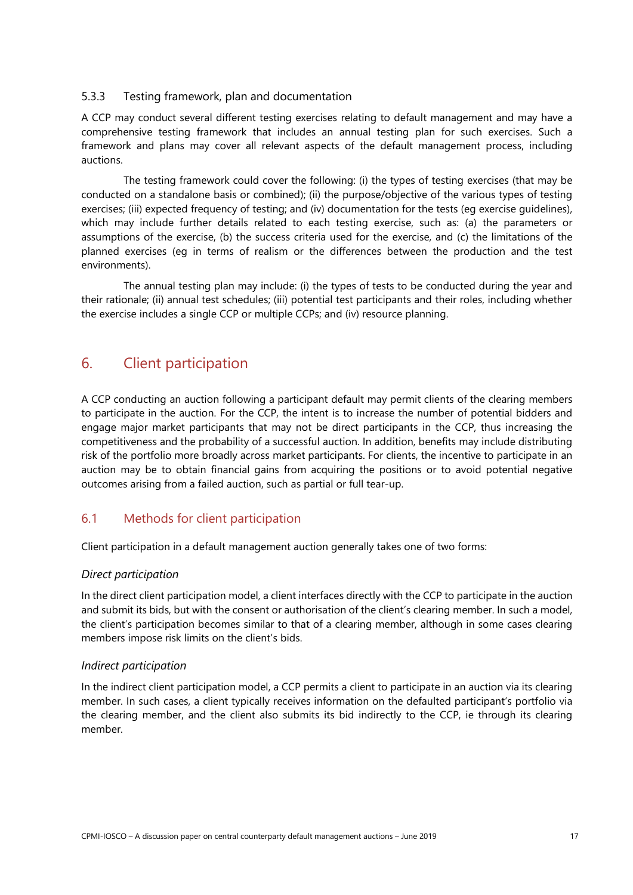### 5.3.3 Testing framework, plan and documentation

A CCP may conduct several different testing exercises relating to default management and may have a comprehensive testing framework that includes an annual testing plan for such exercises. Such a framework and plans may cover all relevant aspects of the default management process, including auctions.

The testing framework could cover the following: (i) the types of testing exercises (that may be conducted on a standalone basis or combined); (ii) the purpose/objective of the various types of testing exercises; (iii) expected frequency of testing; and (iv) documentation for the tests (eg exercise guidelines), which may include further details related to each testing exercise, such as: (a) the parameters or assumptions of the exercise, (b) the success criteria used for the exercise, and (c) the limitations of the planned exercises (eg in terms of realism or the differences between the production and the test environments).

The annual testing plan may include: (i) the types of tests to be conducted during the year and their rationale; (ii) annual test schedules; (iii) potential test participants and their roles, including whether the exercise includes a single CCP or multiple CCPs; and (iv) resource planning.

# 6. Client participation

A CCP conducting an auction following a participant default may permit clients of the clearing members to participate in the auction. For the CCP, the intent is to increase the number of potential bidders and engage major market participants that may not be direct participants in the CCP, thus increasing the competitiveness and the probability of a successful auction. In addition, benefits may include distributing risk of the portfolio more broadly across market participants. For clients, the incentive to participate in an auction may be to obtain financial gains from acquiring the positions or to avoid potential negative outcomes arising from a failed auction, such as partial or full tear-up.

## 6.1 Methods for client participation

Client participation in a default management auction generally takes one of two forms:

*Direct participation*

In the direct client participation model, a client interfaces directly with the CCP to participate in the auction and submit its bids, but with the consent or authorisation of the client's clearing member. In such a model, the client's participation becomes similar to that of a clearing member, although in some cases clearing members impose risk limits on the client's bids.

*Indirect participation*

In the indirect client participation model, a CCP permits a client to participate in an auction via its clearing member. In such cases, a client typically receives information on the defaulted participant's portfolio via the clearing member, and the client also submits its bid indirectly to the CCP, ie through its clearing member.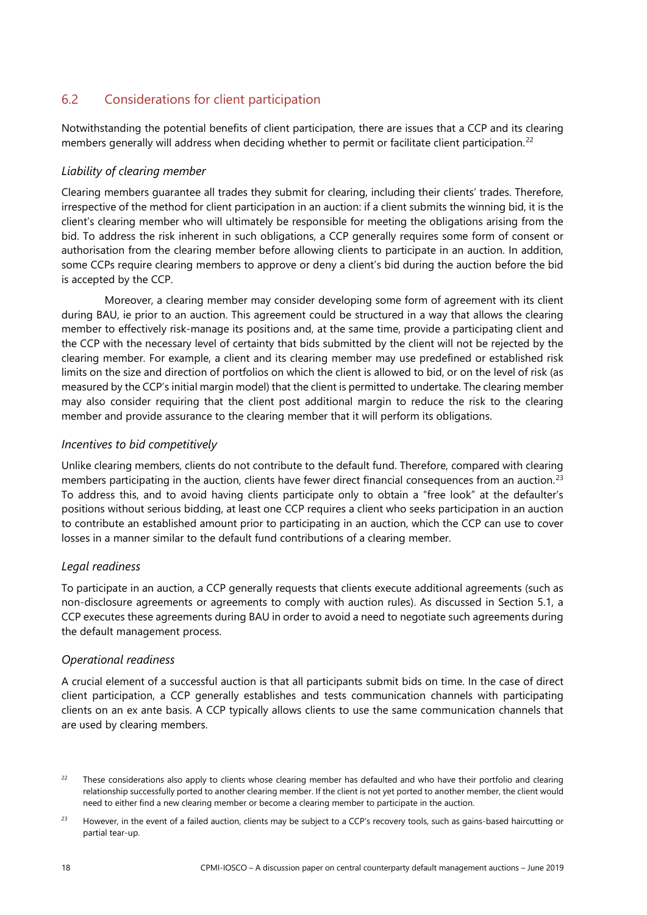## 6.2 Considerations for client participation

Notwithstanding the potential benefits of client participation, there are issues that a CCP and its clearing members generally will address when deciding whether to permit or facilitate client participation.[22]

### *Liability of clearing member*

Clearing members guarantee all trades they submit for clearing, including their clients' trades. Therefore, irrespective of the method for client participation in an auction: if a client submits the winning bid, it is the client's clearing member who will ultimately be responsible for meeting the obligations arising from the bid. To address the risk inherent in such obligations, a CCP generally requires some form of consent or authorisation from the clearing member before allowing clients to participate in an auction. In addition, some CCPs require clearing members to approve or deny a client's bid during the auction before the bid is accepted by the CCP.

Moreover, a clearing member may consider developing some form of agreement with its client during BAU, ie prior to an auction. This agreement could be structured in a way that allows the clearing member to effectively risk-manage its positions and, at the same time, provide a participating client and the CCP with the necessary level of certainty that bids submitted by the client will not be rejected by the clearing member. For example, a client and its clearing member may use predefined or established risk limits on the size and direction of portfolios on which the client is allowed to bid, or on the level of risk (as measured by the CCP's initial margin model) that the client is permitted to undertake. The clearing member may also consider requiring that the client post additional margin to reduce the risk to the clearing member and provide assurance to the clearing member that it will perform its obligations.

### *Incentives to bid competitively*

Unlike clearing members, clients do not contribute to the default fund. Therefore, compared with clearing members participating in the auction, clients have fewer direct financial consequences from an auction.[23] To address this, and to avoid having clients participate only to obtain a "free look" at the defaulter's positions without serious bidding, at least one CCP requires a client who seeks participation in an auction to contribute an established amount prior to participating in an auction, which the CCP can use to cover losses in a manner similar to the default fund contributions of a clearing member.

### *Legal readiness*

To participate in an auction, a CCP generally requests that clients execute additional agreements (such as non-disclosure agreements or agreements to comply with auction rules). As discussed in Section 5.1, a CCP executes these agreements during BAU in order to avoid a need to negotiate such agreements during the default management process.

### *Operational readiness*

A crucial element of a successful auction is that all participants submit bids on time. In the case of direct client participation, a CCP generally establishes and tests communication channels with participating clients on an ex ante basis. A CCP typically allows clients to use the same communication channels that are used by clearing members.

[22] These considerations also apply to clients whose clearing member has defaulted and who have their portfolio and clearing relationship successfully ported to another clearing member. If the client is not yet ported to another member, the client would need to either find a new clearing member or become a clearing member to participate in the auction.

[23] However, in the event of a failed auction, clients may be subject to a CCP's recovery tools, such as gains-based haircutting or partial tear-up.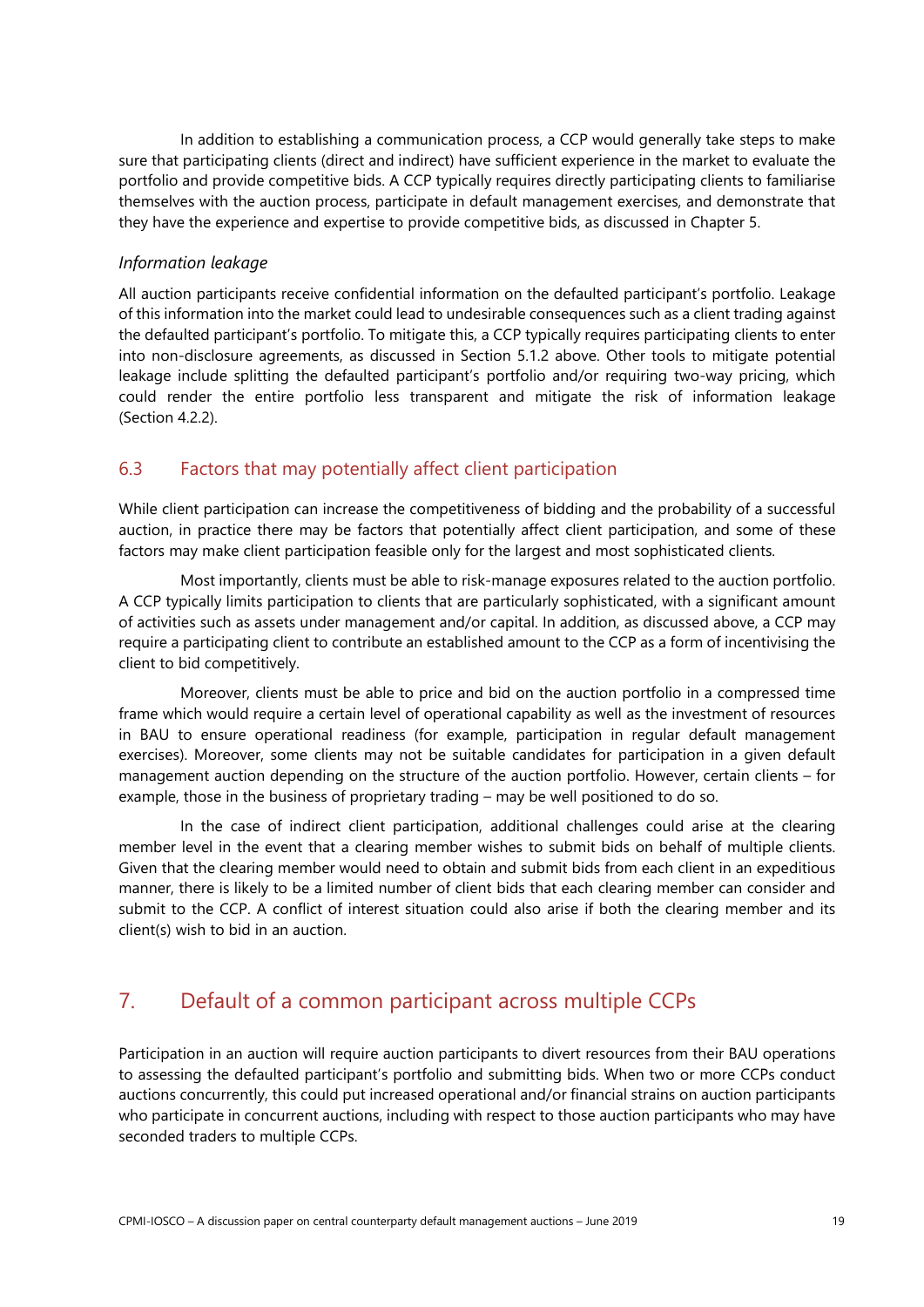In addition to establishing a communication process, a CCP would generally take steps to make sure that participating clients (direct and indirect) have sufficient experience in the market to evaluate the portfolio and provide competitive bids. A CCP typically requires directly participating clients to familiarise themselves with the auction process, participate in default management exercises, and demonstrate that they have the experience and expertise to provide competitive bids, as discussed in Chapter 5.

*Information leakage*

All auction participants receive confidential information on the defaulted participant's portfolio. Leakage of this information into the market could lead to undesirable consequences such as a client trading against the defaulted participant's portfolio. To mitigate this, a CCP typically requires participating clients to enter into non-disclosure agreements, as discussed in Section 5.1.2 above. Other tools to mitigate potential leakage include splitting the defaulted participant's portfolio and/or requiring two-way pricing, which could render the entire portfolio less transparent and mitigate the risk of information leakage (Section 4.2.2).

## 6.3 Factors that may potentially affect client participation

While client participation can increase the competitiveness of bidding and the probability of a successful auction, in practice there may be factors that potentially affect client participation, and some of these factors may make client participation feasible only for the largest and most sophisticated clients.

Most importantly, clients must be able to risk-manage exposures related to the auction portfolio. A CCP typically limits participation to clients that are particularly sophisticated, with a significant amount of activities such as assets under management and/or capital. In addition, as discussed above, a CCP may require a participating client to contribute an established amount to the CCP as a form of incentivising the client to bid competitively.

Moreover, clients must be able to price and bid on the auction portfolio in a compressed time frame which would require a certain level of operational capability as well as the investment of resources in BAU to ensure operational readiness (for example, participation in regular default management exercises). Moreover, some clients may not be suitable candidates for participation in a given default management auction depending on the structure of the auction portfolio. However, certain clients – for example, those in the business of proprietary trading – may be well positioned to do so.

In the case of indirect client participation, additional challenges could arise at the clearing member level in the event that a clearing member wishes to submit bids on behalf of multiple clients. Given that the clearing member would need to obtain and submit bids from each client in an expeditious manner, there is likely to be a limited number of client bids that each clearing member can consider and submit to the CCP. A conflict of interest situation could also arise if both the clearing member and its client(s) wish to bid in an auction.

# 7. Default of a common participant across multiple CCPs

Participation in an auction will require auction participants to divert resources from their BAU operations to assessing the defaulted participant's portfolio and submitting bids. When two or more CCPs conduct auctions concurrently, this could put increased operational and/or financial strains on auction participants who participate in concurrent auctions, including with respect to those auction participants who may have seconded traders to multiple CCPs.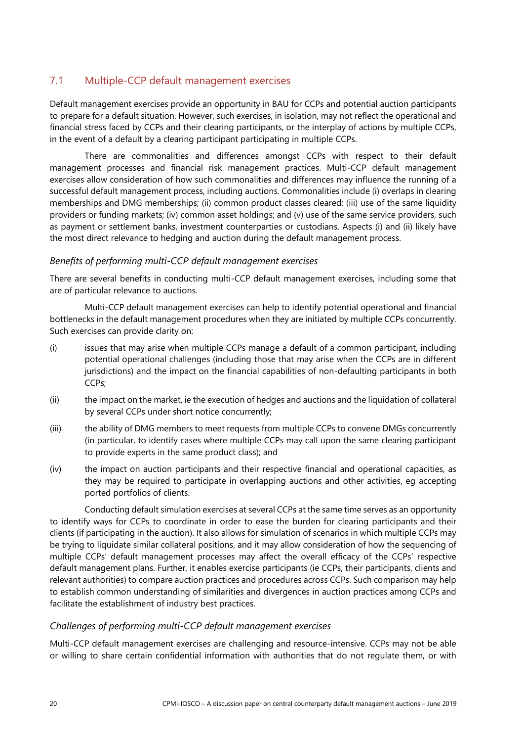## 7.1 Multiple-CCP default management exercises

Default management exercises provide an opportunity in BAU for CCPs and potential auction participants to prepare for a default situation. However, such exercises, in isolation, may not reflect the operational and financial stress faced by CCPs and their clearing participants, or the interplay of actions by multiple CCPs, in the event of a default by a clearing participant participating in multiple CCPs.

There are commonalities and differences amongst CCPs with respect to their default management processes and financial risk management practices. Multi-CCP default management exercises allow consideration of how such commonalities and differences may influence the running of a successful default management process, including auctions. Commonalities include (i) overlaps in clearing memberships and DMG memberships; (ii) common product classes cleared; (iii) use of the same liquidity providers or funding markets; (iv) common asset holdings; and (v) use of the same service providers, such as payment or settlement banks, investment counterparties or custodians. Aspects (i) and (ii) likely have the most direct relevance to hedging and auction during the default management process.

### *Benefits of performing multi-CCP default management exercises*

There are several benefits in conducting multi-CCP default management exercises, including some that are of particular relevance to auctions.

Multi-CCP default management exercises can help to identify potential operational and financial bottlenecks in the default management procedures when they are initiated by multiple CCPs concurrently. Such exercises can provide clarity on:

(i) issues that may arise when multiple CCPs manage a default of a common participant, including potential operational challenges (including those that may arise when the CCPs are in different jurisdictions) and the impact on the financial capabilities of non-defaulting participants in both CCPs;

(ii) the impact on the market, ie the execution of hedges and auctions and the liquidation of collateral by several CCPs under short notice concurrently;

(iii) the ability of DMG members to meet requests from multiple CCPs to convene DMGs concurrently (in particular, to identify cases where multiple CCPs may call upon the same clearing participant to provide experts in the same product class); and

(iv) the impact on auction participants and their respective financial and operational capacities, as they may be required to participate in overlapping auctions and other activities, eg accepting ported portfolios of clients.

Conducting default simulation exercises at several CCPs at the same time serves as an opportunity to identify ways for CCPs to coordinate in order to ease the burden for clearing participants and their clients (if participating in the auction). It also allows for simulation of scenarios in which multiple CCPs may be trying to liquidate similar collateral positions, and it may allow consideration of how the sequencing of multiple CCPs' default management processes may affect the overall efficacy of the CCPs' respective default management plans. Further, it enables exercise participants (ie CCPs, their participants, clients and relevant authorities) to compare auction practices and procedures across CCPs. Such comparison may help to establish common understanding of similarities and divergences in auction practices among CCPs and facilitate the establishment of industry best practices.

### *Challenges of performing multi-CCP default management exercises*

Multi-CCP default management exercises are challenging and resource-intensive. CCPs may not be able or willing to share certain confidential information with authorities that do not regulate them, or with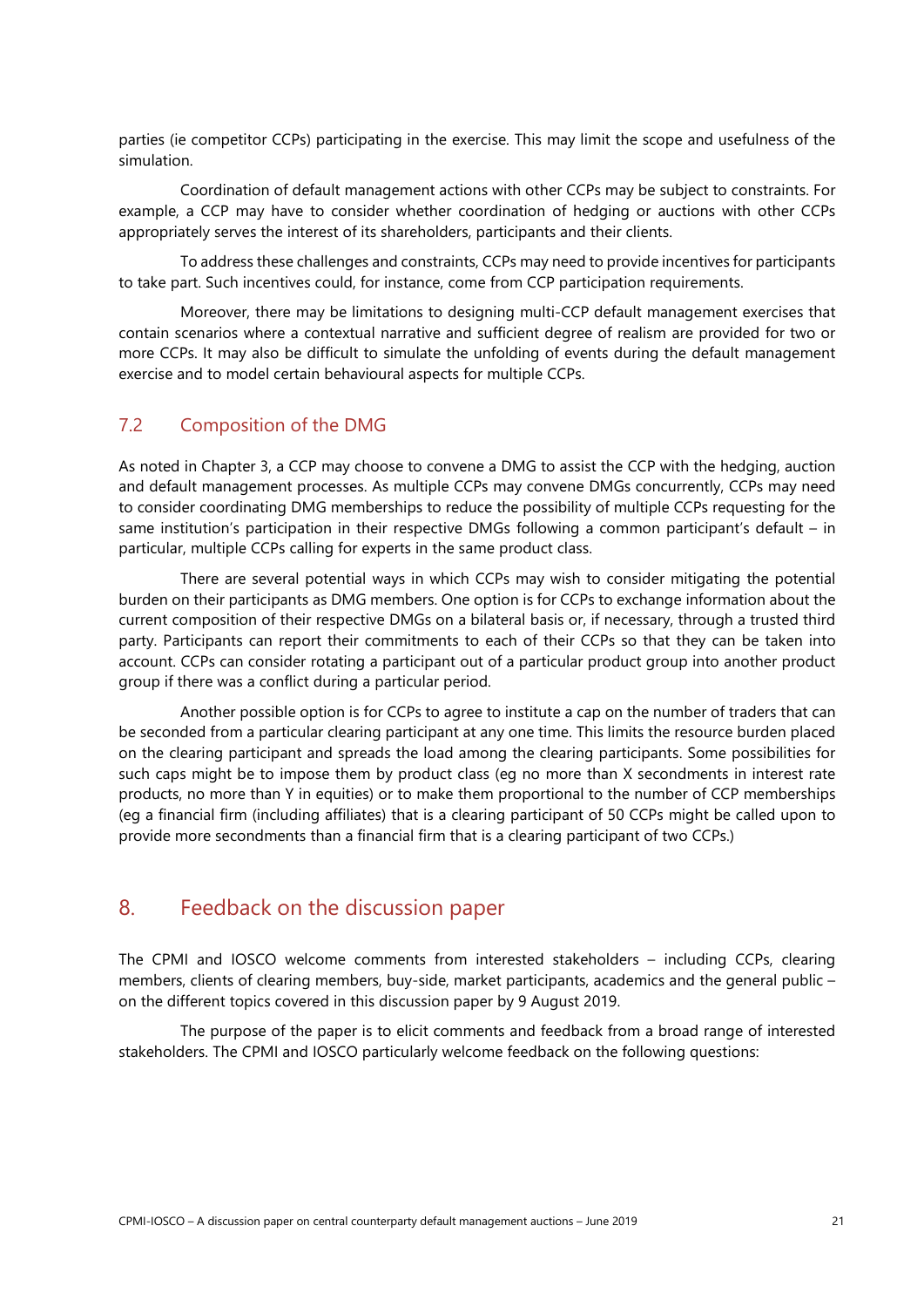parties (ie competitor CCPs) participating in the exercise. This may limit the scope and usefulness of the simulation.

Coordination of default management actions with other CCPs may be subject to constraints. For example, a CCP may have to consider whether coordination of hedging or auctions with other CCPs appropriately serves the interest of its shareholders, participants and their clients.

To address these challenges and constraints, CCPs may need to provide incentives for participants to take part. Such incentives could, for instance, come from CCP participation requirements.

Moreover, there may be limitations to designing multi-CCP default management exercises that contain scenarios where a contextual narrative and sufficient degree of realism are provided for two or more CCPs. It may also be difficult to simulate the unfolding of events during the default management exercise and to model certain behavioural aspects for multiple CCPs.

## 7.2 Composition of the DMG

As noted in Chapter 3, a CCP may choose to convene a DMG to assist the CCP with the hedging, auction and default management processes. As multiple CCPs may convene DMGs concurrently, CCPs may need to consider coordinating DMG memberships to reduce the possibility of multiple CCPs requesting for the same institution's participation in their respective DMGs following a common participant's default – in particular, multiple CCPs calling for experts in the same product class.

There are several potential ways in which CCPs may wish to consider mitigating the potential burden on their participants as DMG members. One option is for CCPs to exchange information about the current composition of their respective DMGs on a bilateral basis or, if necessary, through a trusted third party. Participants can report their commitments to each of their CCPs so that they can be taken into account. CCPs can consider rotating a participant out of a particular product group into another product group if there was a conflict during a particular period.

Another possible option is for CCPs to agree to institute a cap on the number of traders that can be seconded from a particular clearing participant at any one time. This limits the resource burden placed on the clearing participant and spreads the load among the clearing participants. Some possibilities for such caps might be to impose them by product class (eg no more than X secondments in interest rate products, no more than Y in equities) or to make them proportional to the number of CCP memberships (eg a financial firm (including affiliates) that is a clearing participant of 50 CCPs might be called upon to provide more secondments than a financial firm that is a clearing participant of two CCPs.)

# 8. Feedback on the discussion paper

The CPMI and IOSCO welcome comments from interested stakeholders – including CCPs, clearing members, clients of clearing members, buy-side, market participants, academics and the general public – on the different topics covered in this discussion paper by 9 August 2019.

The purpose of the paper is to elicit comments and feedback from a broad range of interested stakeholders. The CPMI and IOSCO particularly welcome feedback on the following questions: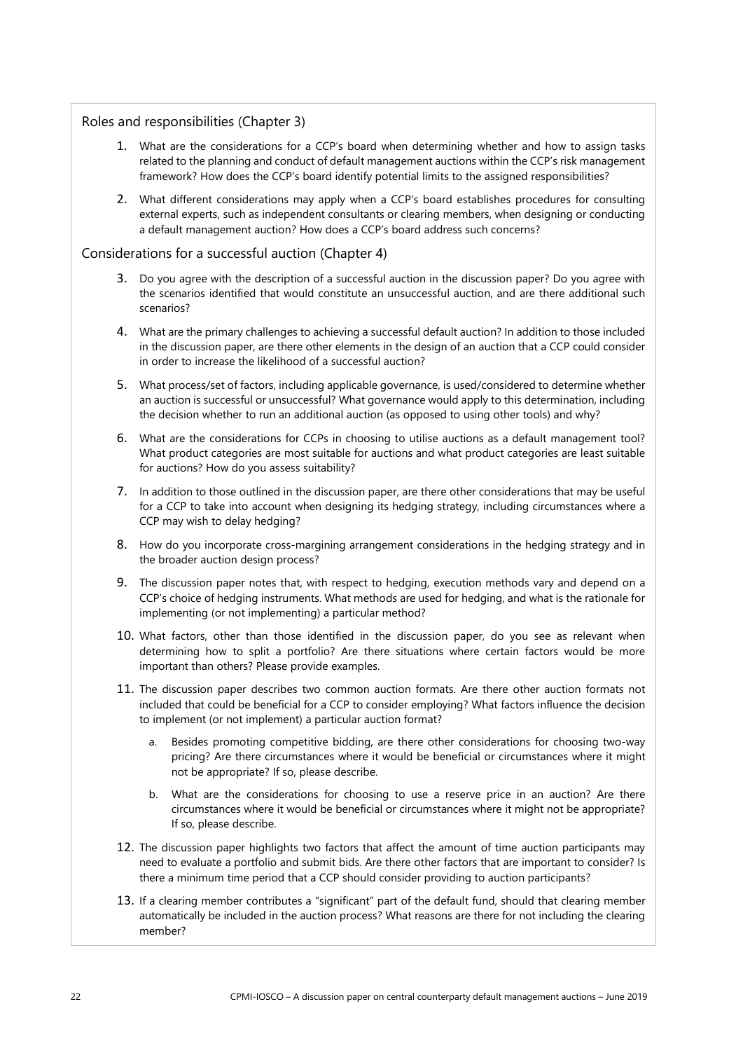### Roles and responsibilities (Chapter 3)

1. What are the considerations for a CCP's board when determining whether and how to assign tasks related to the planning and conduct of default management auctions within the CCP's risk management framework? How does the CCP's board identify potential limits to the assigned responsibilities?
2. What different considerations may apply when a CCP's board establishes procedures for consulting external experts, such as independent consultants or clearing members, when designing or conducting a default management auction? How does a CCP's board address such concerns?

### Considerations for a successful auction (Chapter 4)

3. Do you agree with the description of a successful auction in the discussion paper? Do you agree with the scenarios identified that would constitute an unsuccessful auction, and are there additional such scenarios?
4. What are the primary challenges to achieving a successful default auction? In addition to those included in the discussion paper, are there other elements in the design of an auction that a CCP could consider in order to increase the likelihood of a successful auction?
5. What process/set of factors, including applicable governance, is used/considered to determine whether an auction is successful or unsuccessful? What governance would apply to this determination, including the decision whether to run an additional auction (as opposed to using other tools) and why?
6. What are the considerations for CCPs in choosing to utilise auctions as a default management tool? What product categories are most suitable for auctions and what product categories are least suitable for auctions? How do you assess suitability?
7. In addition to those outlined in the discussion paper, are there other considerations that may be useful for a CCP to take into account when designing its hedging strategy, including circumstances where a CCP may wish to delay hedging?
8. How do you incorporate cross-margining arrangement considerations in the hedging strategy and in the broader auction design process?
9. The discussion paper notes that, with respect to hedging, execution methods vary and depend on a CCP's choice of hedging instruments. What methods are used for hedging, and what is the rationale for implementing (or not implementing) a particular method?
10. What factors, other than those identified in the discussion paper, do you see as relevant when determining how to split a portfolio? Are there situations where certain factors would be more important than others? Please provide examples.
11. The discussion paper describes two common auction formats. Are there other auction formats not included that could be beneficial for a CCP to consider employing? What factors influence the decision to implement (or not implement) a particular auction format?
    a. Besides promoting competitive bidding, are there other considerations for choosing two-way pricing? Are there circumstances where it would be beneficial or circumstances where it might not be appropriate? If so, please describe.
    b. What are the considerations for choosing to use a reserve price in an auction? Are there circumstances where it would be beneficial or circumstances where it might not be appropriate? If so, please describe.
12. The discussion paper highlights two factors that affect the amount of time auction participants may need to evaluate a portfolio and submit bids. Are there other factors that are important to consider? Is there a minimum time period that a CCP should consider providing to auction participants?
13. If a clearing member contributes a "significant" part of the default fund, should that clearing member automatically be included in the auction process? What reasons are there for not including the clearing member?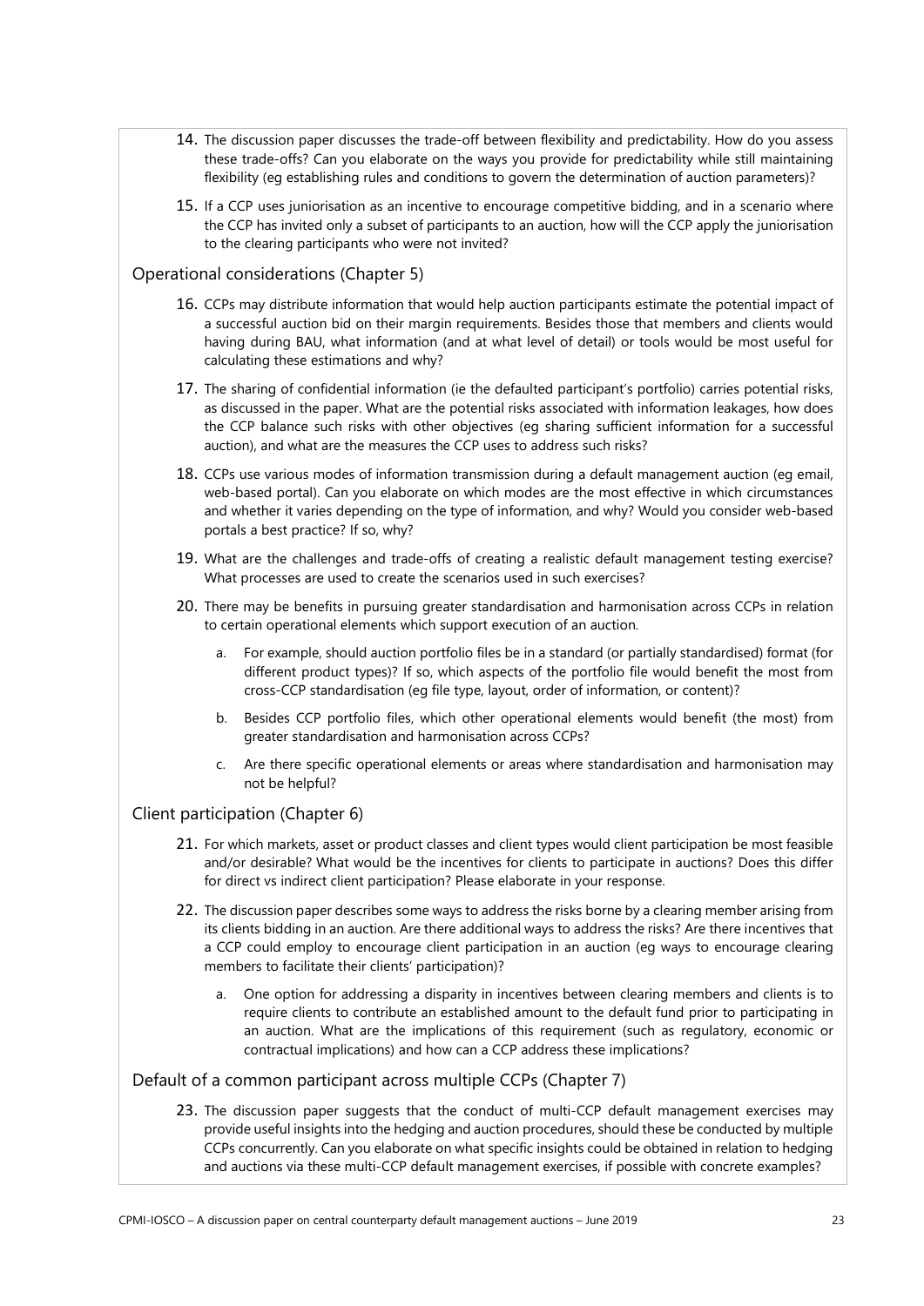14. The discussion paper discusses the trade-off between flexibility and predictability. How do you assess these trade-offs? Can you elaborate on the ways you provide for predictability while still maintaining flexibility (eg establishing rules and conditions to govern the determination of auction parameters)?

15. If a CCP uses juniorisation as an incentive to encourage competitive bidding, and in a scenario where the CCP has invited only a subset of participants to an auction, how will the CCP apply the juniorisation to the clearing participants who were not invited?

### Operational considerations (Chapter 5)

16. CCPs may distribute information that would help auction participants estimate the potential impact of a successful auction bid on their margin requirements. Besides those that members and clients would having during BAU, what information (and at what level of detail) or tools would be most useful for calculating these estimations and why?

17. The sharing of confidential information (ie the defaulted participant's portfolio) carries potential risks, as discussed in the paper. What are the potential risks associated with information leakages, how does the CCP balance such risks with other objectives (eg sharing sufficient information for a successful auction), and what are the measures the CCP uses to address such risks?

18. CCPs use various modes of information transmission during a default management auction (eg email, web-based portal). Can you elaborate on which modes are the most effective in which circumstances and whether it varies depending on the type of information, and why? Would you consider web-based portals a best practice? If so, why?

19. What are the challenges and trade-offs of creating a realistic default management testing exercise? What processes are used to create the scenarios used in such exercises?

20. There may be benefits in pursuing greater standardisation and harmonisation across CCPs in relation to certain operational elements which support execution of an auction.

    a. For example, should auction portfolio files be in a standard (or partially standardised) format (for different product types)? If so, which aspects of the portfolio file would benefit the most from cross-CCP standardisation (eg file type, layout, order of information, or content)?

    b. Besides CCP portfolio files, which other operational elements would benefit (the most) from greater standardisation and harmonisation across CCPs?

    c. Are there specific operational elements or areas where standardisation and harmonisation may not be helpful?

### Client participation (Chapter 6)

21. For which markets, asset or product classes and client types would client participation be most feasible and/or desirable? What would be the incentives for clients to participate in auctions? Does this differ for direct vs indirect client participation? Please elaborate in your response.

22. The discussion paper describes some ways to address the risks borne by a clearing member arising from its clients bidding in an auction. Are there additional ways to address the risks? Are there incentives that a CCP could employ to encourage client participation in an auction (eg ways to encourage clearing members to facilitate their clients' participation)?

    a. One option for addressing a disparity in incentives between clearing members and clients is to require clients to contribute an established amount to the default fund prior to participating in an auction. What are the implications of this requirement (such as regulatory, economic or contractual implications) and how can a CCP address these implications?

### Default of a common participant across multiple CCPs (Chapter 7)

23. The discussion paper suggests that the conduct of multi-CCP default management exercises may provide useful insights into the hedging and auction procedures, should these be conducted by multiple CCPs concurrently. Can you elaborate on what specific insights could be obtained in relation to hedging and auctions via these multi-CCP default management exercises, if possible with concrete examples?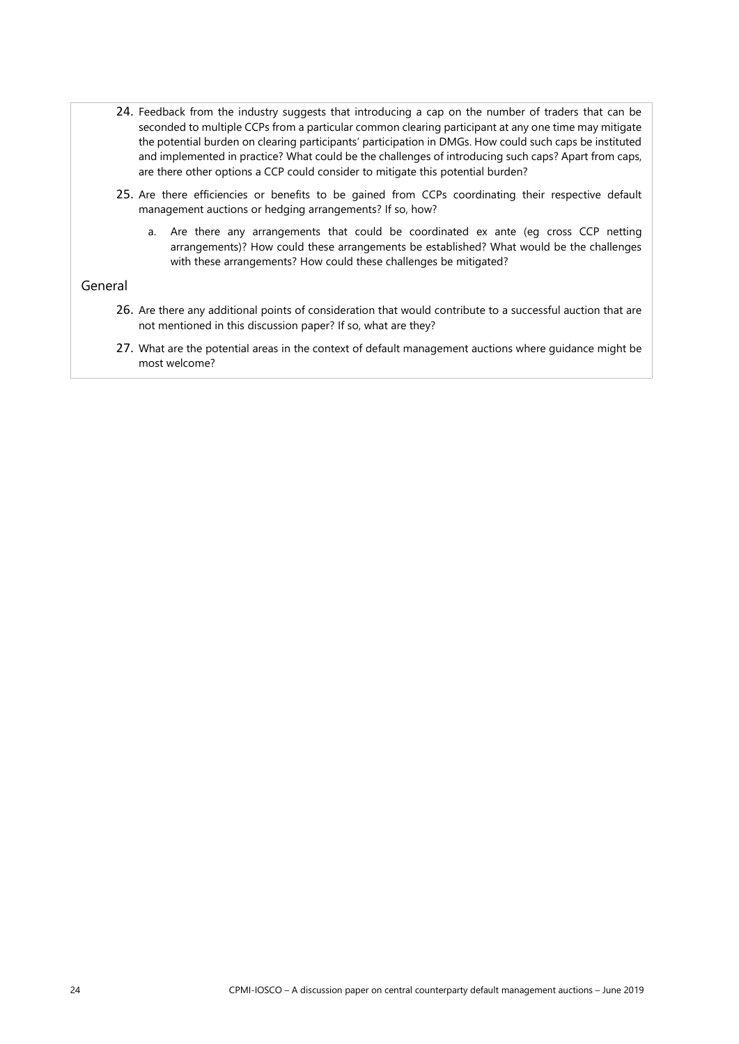24. Feedback from the industry suggests that introducing a cap on the number of traders that can be seconded to multiple CCPs from a particular common clearing participant at any one time may mitigate the potential burden on clearing participants' participation in DMGs. How could such caps be instituted and implemented in practice? What could be the challenges of introducing such caps? Apart from caps, are there other options a CCP could consider to mitigate this potential burden?

25. Are there efficiencies or benefits to be gained from CCPs coordinating their respective default management auctions or hedging arrangements? If so, how?

    a. Are there any arrangements that could be coordinated ex ante (eg cross CCP netting arrangements)? How could these arrangements be established? What would be the challenges with these arrangements? How could these challenges be mitigated?

## General

26. Are there any additional points of consideration that would contribute to a successful auction that are not mentioned in this discussion paper? If so, what are they?

27. What are the potential areas in the context of default management auctions where guidance might be most welcome?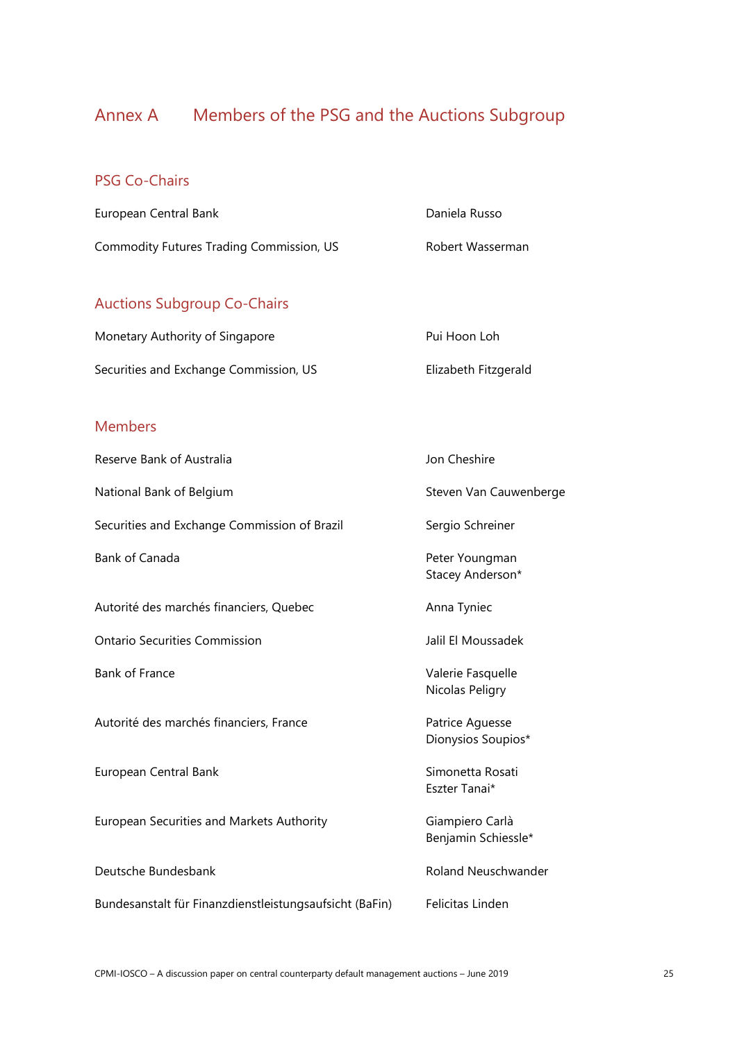# Annex A Members of the PSG and the Auctions Subgroup

## PSG Co-Chairs

| | |
|---|---|
| European Central Bank | Daniela Russo |
| Commodity Futures Trading Commission, US | Robert Wasserman |

## Auctions Subgroup Co-Chairs

| | |
|---|---|
| Monetary Authority of Singapore | Pui Hoon Loh |
| Securities and Exchange Commission, US | Elizabeth Fitzgerald |

## Members

| | |
|---|---|
| Reserve Bank of Australia | Jon Cheshire |
| National Bank of Belgium | Steven Van Cauwenberge |
| Securities and Exchange Commission of Brazil | Sergio Schreiner |
| Bank of Canada | Peter Youngman<br>Stacey Anderson* |
| Autorité des marchés financiers, Quebec | Anna Tyniec |
| Ontario Securities Commission | Jalil El Moussadek |
| Bank of France | Valerie Fasquelle<br>Nicolas Peligry |
| Autorité des marchés financiers, France | Patrice Aguesse<br>Dionysios Soupios* |
| European Central Bank | Simonetta Rosati<br>Eszter Tanai* |
| European Securities and Markets Authority | Giampiero Carlà<br>Benjamin Schiessle* |
| Deutsche Bundesbank | Roland Neuschwander |
| Bundesanstalt für Finanzdienstleistungsaufsicht (BaFin) | Felicitas Linden |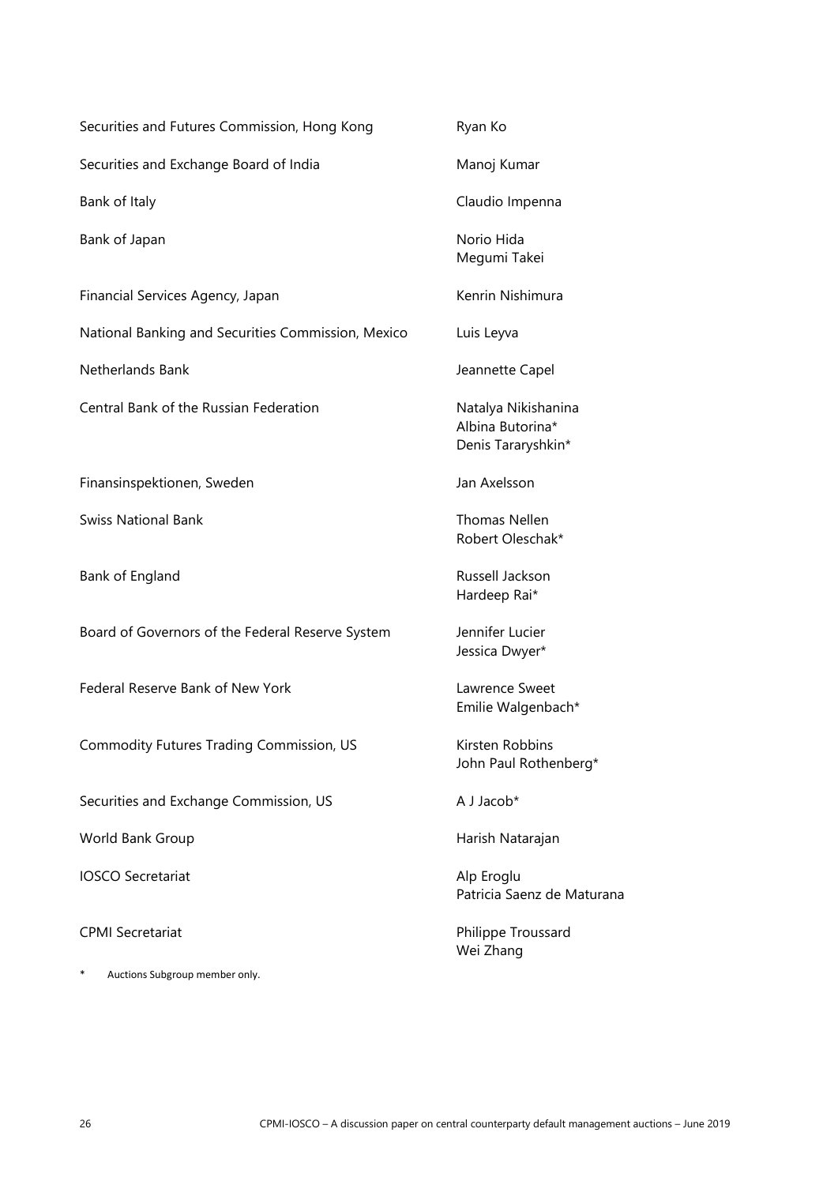| | |
|---|---|
| Securities and Futures Commission, Hong Kong | Ryan Ko |
| Securities and Exchange Board of India | Manoj Kumar |
| Bank of Italy | Claudio Impenna |
| Bank of Japan | Norio Hida<br>Megumi Takei |
| Financial Services Agency, Japan | Kenrin Nishimura |
| National Banking and Securities Commission, Mexico | Luis Leyva |
| Netherlands Bank | Jeannette Capel |
| Central Bank of the Russian Federation | Natalya Nikishanina<br>Albina Butorina*<br>Denis Tararyshkin* |
| Finansinspektionen, Sweden | Jan Axelsson |
| Swiss National Bank | Thomas Nellen<br>Robert Oleschak* |
| Bank of England | Russell Jackson<br>Hardeep Rai* |
| Board of Governors of the Federal Reserve System | Jennifer Lucier<br>Jessica Dwyer* |
| Federal Reserve Bank of New York | Lawrence Sweet<br>Emilie Walgenbach* |
| Commodity Futures Trading Commission, US | Kirsten Robbins<br>John Paul Rothenberg* |
| Securities and Exchange Commission, US | A J Jacob* |
| World Bank Group | Harish Natarajan |
| IOSCO Secretariat | Alp Eroglu<br>Patricia Saenz de Maturana |
| CPMI Secretariat | Philippe Troussard<br>Wei Zhang |

* Auctions Subgroup member only.